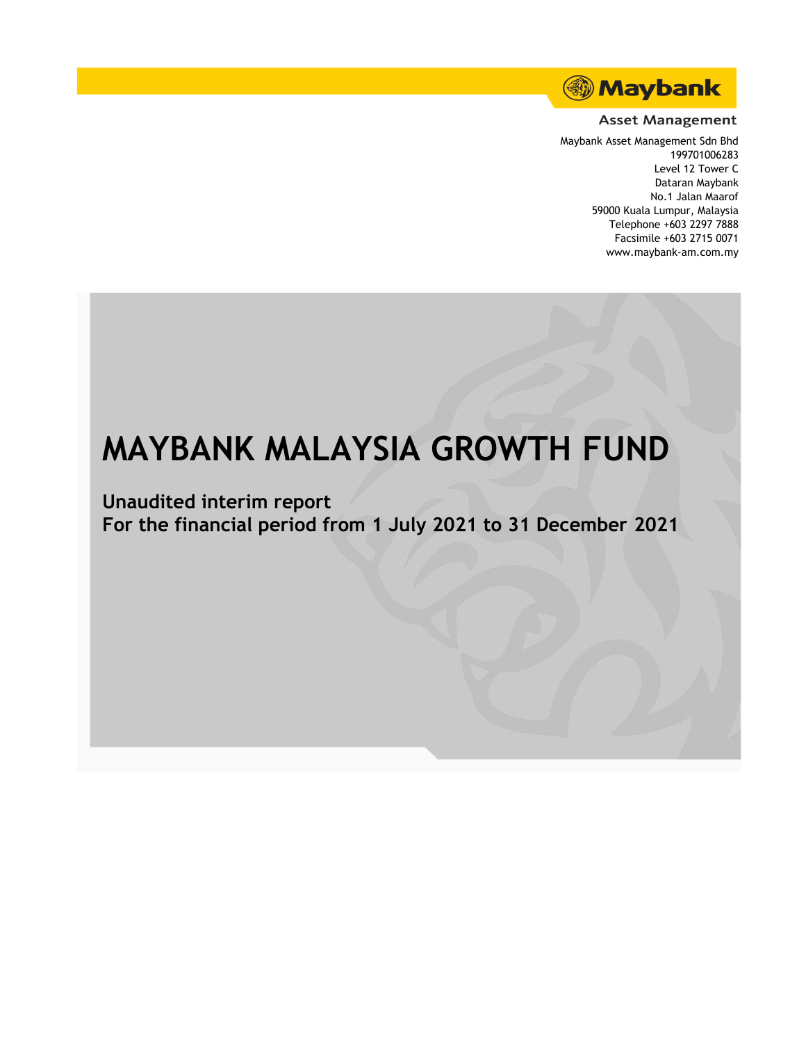Maybank

Asset Management

Maybank Asset Management Sdn Bhd
199701006283
Level 12 Tower C
Dataran Maybank
No.1 Jalan Maarof
59000 Kuala Lumpur, Malaysia
Telephone +603 2297 7888
Facsimile +603 2715 0071
www.maybank-am.com.my

# MAYBANK MALAYSIA GROWTH FUND

**Unaudited interim report**
**For the financial period from 1 July 2021 to 31 December 2021**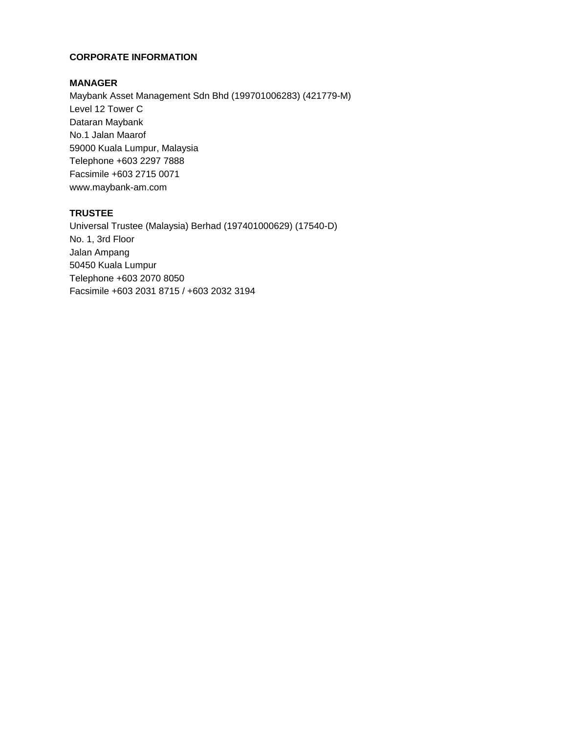# CORPORATE INFORMATION

## MANAGER

Maybank Asset Management Sdn Bhd (199701006283) (421779-M)
Level 12 Tower C
Dataran Maybank
No.1 Jalan Maarof
59000 Kuala Lumpur, Malaysia
Telephone +603 2297 7888
Facsimile +603 2715 0071
www.maybank-am.com

## TRUSTEE

Universal Trustee (Malaysia) Berhad (197401000629) (17540-D)
No. 1, 3rd Floor
Jalan Ampang
50450 Kuala Lumpur
Telephone +603 2070 8050
Facsimile +603 2031 8715 / +603 2032 3194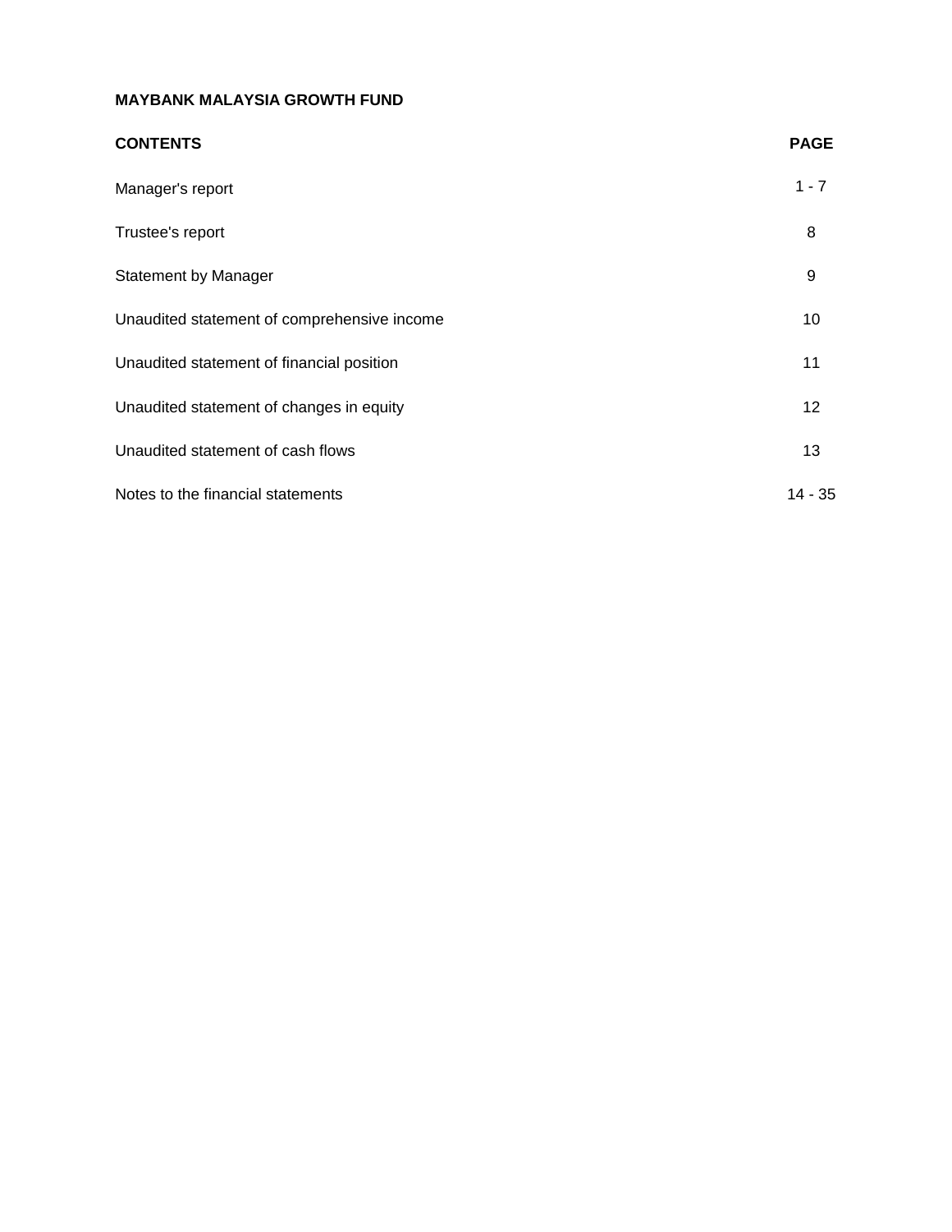**MAYBANK MALAYSIA GROWTH FUND**

| CONTENTS | PAGE |
|---|---|
| Manager's report | 1 - 7 |
| Trustee's report | 8 |
| Statement by Manager | 9 |
| Unaudited statement of comprehensive income | 10 |
| Unaudited statement of financial position | 11 |
| Unaudited statement of changes in equity | 12 |
| Unaudited statement of cash flows | 13 |
| Notes to the financial statements | 14 - 35 |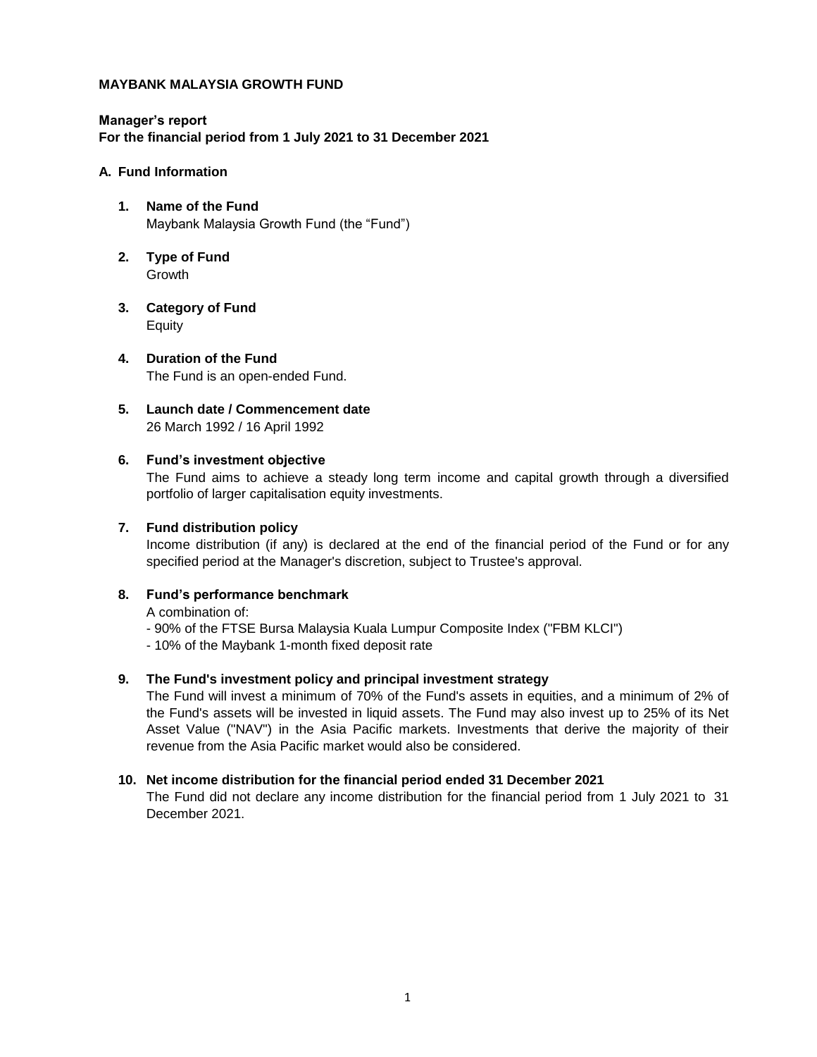**MAYBANK MALAYSIA GROWTH FUND**

**Manager's report**
**For the financial period from 1 July 2021 to 31 December 2021**

## A. Fund Information

1. **Name of the Fund**
   Maybank Malaysia Growth Fund (the "Fund")

2. **Type of Fund**
   Growth

3. **Category of Fund**
   Equity

4. **Duration of the Fund**
   The Fund is an open-ended Fund.

5. **Launch date / Commencement date**
   26 March 1992 / 16 April 1992

6. **Fund's investment objective**
   The Fund aims to achieve a steady long term income and capital growth through a diversified portfolio of larger capitalisation equity investments.

7. **Fund distribution policy**
   Income distribution (if any) is declared at the end of the financial period of the Fund or for any specified period at the Manager's discretion, subject to Trustee's approval.

8. **Fund's performance benchmark**
   A combination of:
   - 90% of the FTSE Bursa Malaysia Kuala Lumpur Composite Index ("FBM KLCI")
   - 10% of the Maybank 1-month fixed deposit rate

9. **The Fund's investment policy and principal investment strategy**
   The Fund will invest a minimum of 70% of the Fund's assets in equities, and a minimum of 2% of the Fund's assets will be invested in liquid assets. The Fund may also invest up to 25% of its Net Asset Value ("NAV") in the Asia Pacific markets. Investments that derive the majority of their revenue from the Asia Pacific market would also be considered.

10. **Net income distribution for the financial period ended 31 December 2021**
    The Fund did not declare any income distribution for the financial period from 1 July 2021 to 31 December 2021.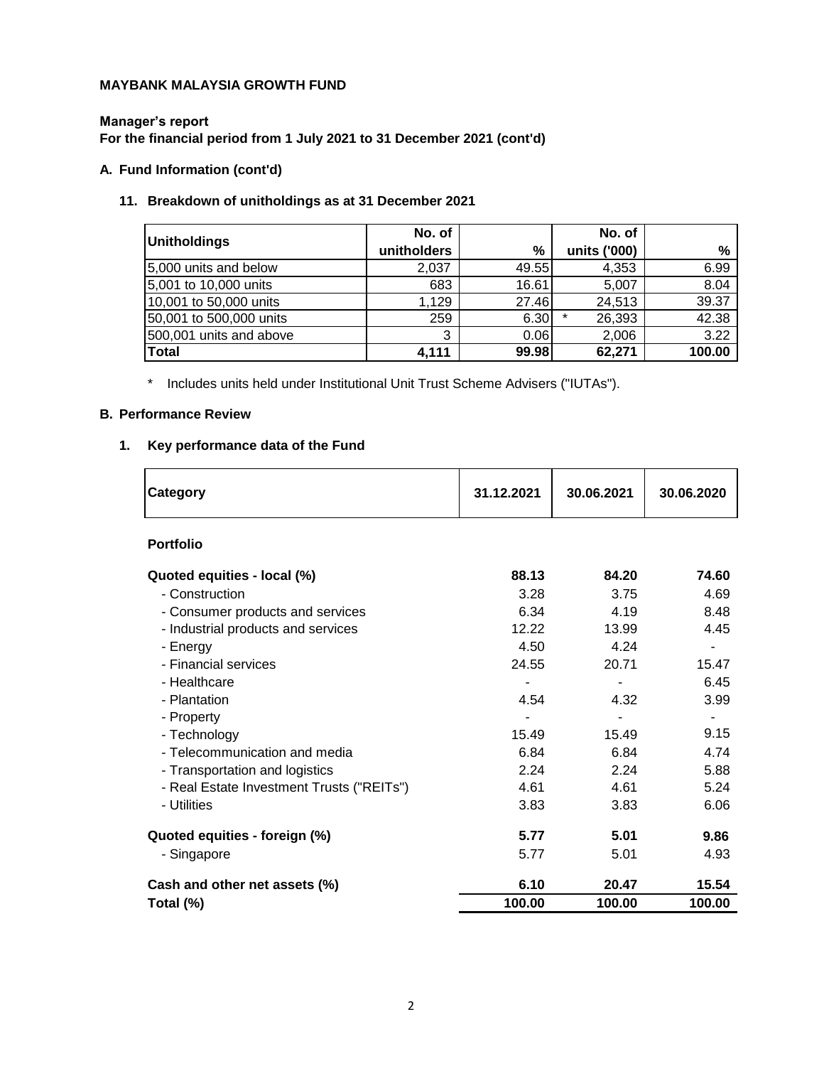**MAYBANK MALAYSIA GROWTH FUND**

**Manager's report**
**For the financial period from 1 July 2021 to 31 December 2021 (cont'd)**

**A. Fund Information (cont'd)**

**11. Breakdown of unitholdings as at 31 December 2021**

| Unitholdings | No. of unitholders | % | No. of units ('000) | % |
|---|---|---|---|---|
| 5,000 units and below | 2,037 | 49.55 | 4,353 | 6.99 |
| 5,001 to 10,000 units | 683 | 16.61 | 5,007 | 8.04 |
| 10,001 to 50,000 units | 1,129 | 27.46 | 24,513 | 39.37 |
| 50,001 to 500,000 units | 259 | 6.30 | * 26,393 | 42.38 |
| 500,001 units and above | 3 | 0.06 | 2,006 | 3.22 |
| **Total** | **4,111** | **99.98** | **62,271** | **100.00** |

\* Includes units held under Institutional Unit Trust Scheme Advisers ("IUTAs").

**B. Performance Review**

**1. Key performance data of the Fund**

| Category | 31.12.2021 | 30.06.2021 | 30.06.2020 |
|---|---|---|---|
| **Portfolio** | | | |
| **Quoted equities - local (%)** | **88.13** | **84.20** | **74.60** |
| - Construction | 3.28 | 3.75 | 4.69 |
| - Consumer products and services | 6.34 | 4.19 | 8.48 |
| - Industrial products and services | 12.22 | 13.99 | 4.45 |
| - Energy | 4.50 | 4.24 | - |
| - Financial services | 24.55 | 20.71 | 15.47 |
| - Healthcare | - | - | 6.45 |
| - Plantation | 4.54 | 4.32 | 3.99 |
| - Property | - | - | - |
| - Technology | 15.49 | 15.49 | 9.15 |
| - Telecommunication and media | 6.84 | 6.84 | 4.74 |
| - Transportation and logistics | 2.24 | 2.24 | 5.88 |
| - Real Estate Investment Trusts ("REITs") | 4.61 | 4.61 | 5.24 |
| - Utilities | 3.83 | 3.83 | 6.06 |
| **Quoted equities - foreign (%)** | **5.77** | **5.01** | **9.86** |
| - Singapore | 5.77 | 5.01 | 4.93 |
| **Cash and other net assets (%)** | **6.10** | **20.47** | **15.54** |
| **Total (%)** | **100.00** | **100.00** | **100.00** |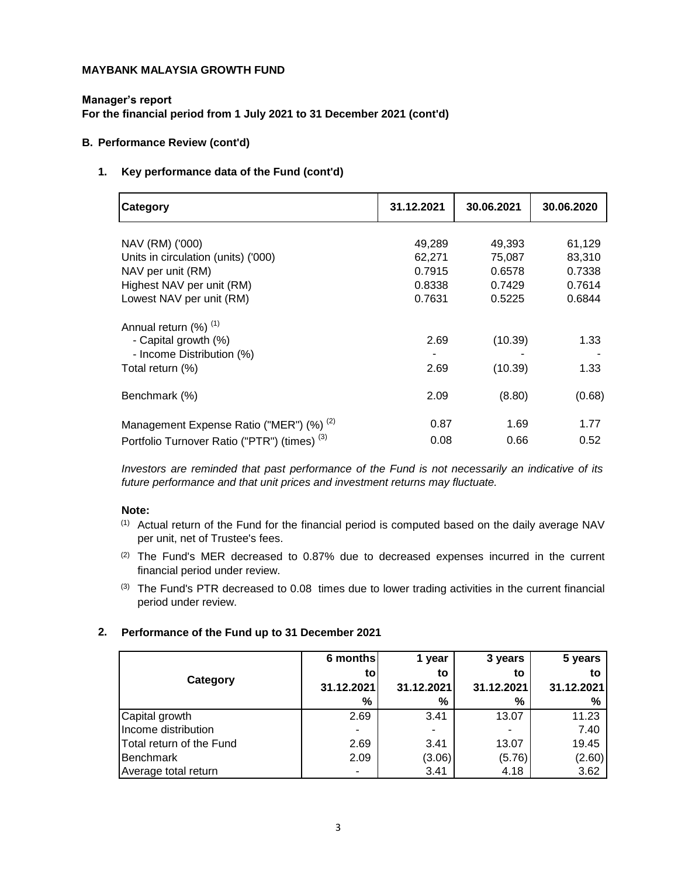**MAYBANK MALAYSIA GROWTH FUND**

**Manager's report**
**For the financial period from 1 July 2021 to 31 December 2021 (cont'd)**

**B. Performance Review (cont'd)**

**1. Key performance data of the Fund (cont'd)**

| Category | 31.12.2021 | 30.06.2021 | 30.06.2020 |
|---|---|---|---|
| NAV (RM) ('000) | 49,289 | 49,393 | 61,129 |
| Units in circulation (units) ('000) | 62,271 | 75,087 | 83,310 |
| NAV per unit (RM) | 0.7915 | 0.6578 | 0.7338 |
| Highest NAV per unit (RM) | 0.8338 | 0.7429 | 0.7614 |
| Lowest NAV per unit (RM) | 0.7631 | 0.5225 | 0.6844 |
| Annual return (%) [1] | | | |
| - Capital growth (%) | 2.69 | (10.39) | 1.33 |
| - Income Distribution (%) | - | - | - |
| Total return (%) | 2.69 | (10.39) | 1.33 |
| Benchmark (%) | 2.09 | (8.80) | (0.68) |
| Management Expense Ratio ("MER") (%) [2] | 0.87 | 1.69 | 1.77 |
| Portfolio Turnover Ratio ("PTR") (times) [3] | 0.08 | 0.66 | 0.52 |

*Investors are reminded that past performance of the Fund is not necessarily an indicative of its future performance and that unit prices and investment returns may fluctuate.*

**Note:**

[1] Actual return of the Fund for the financial period is computed based on the daily average NAV per unit, net of Trustee's fees.

[2] The Fund's MER decreased to 0.87% due to decreased expenses incurred in the current financial period under review.

[3] The Fund's PTR decreased to 0.08 times due to lower trading activities in the current financial period under review.

**2. Performance of the Fund up to 31 December 2021**

| Category | 6 months to 31.12.2021 % | 1 year to 31.12.2021 % | 3 years to 31.12.2021 % | 5 years to 31.12.2021 % |
|---|---|---|---|---|
| Capital growth | 2.69 | 3.41 | 13.07 | 11.23 |
| Income distribution | - | - | - | 7.40 |
| Total return of the Fund | 2.69 | 3.41 | 13.07 | 19.45 |
| Benchmark | 2.09 | (3.06) | (5.76) | (2.60) |
| Average total return | - | 3.41 | 4.18 | 3.62 |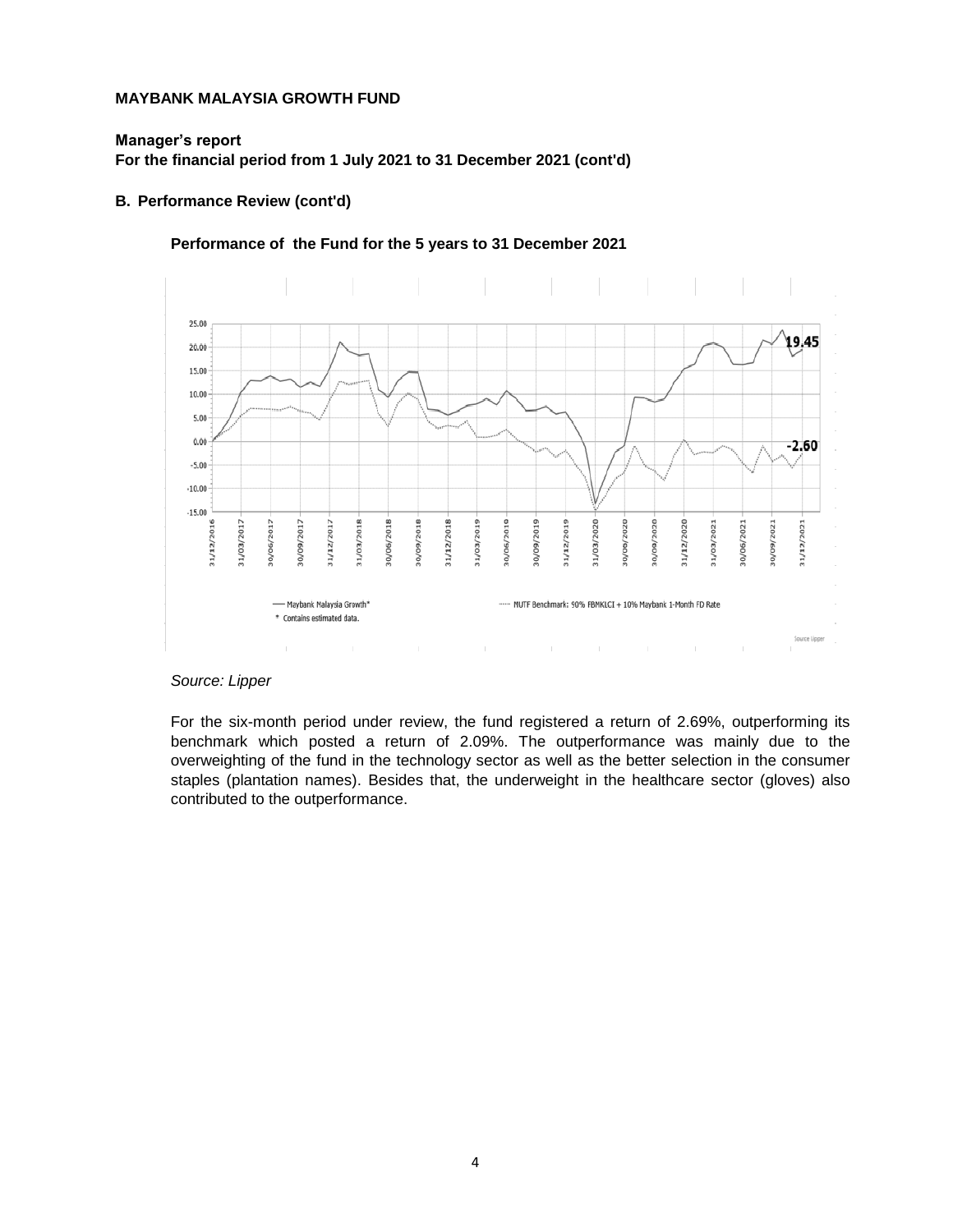**MAYBANK MALAYSIA GROWTH FUND**

**Manager's report**
**For the financial period from 1 July 2021 to 31 December 2021 (cont'd)**

**B. Performance Review (cont'd)**

**Performance of the Fund for the 5 years to 31 December 2021**

— Maybank Malaysia Growth*
* Contains estimated data.
---- MUTF Benchmark: 90% FBMKLCI + 10% Maybank 1-Month FD Rate

*Source: Lipper*

For the six-month period under review, the fund registered a return of 2.69%, outperforming its benchmark which posted a return of 2.09%. The outperformance was mainly due to the overweighting of the fund in the technology sector as well as the better selection in the consumer staples (plantation names). Besides that, the underweight in the healthcare sector (gloves) also contributed to the outperformance.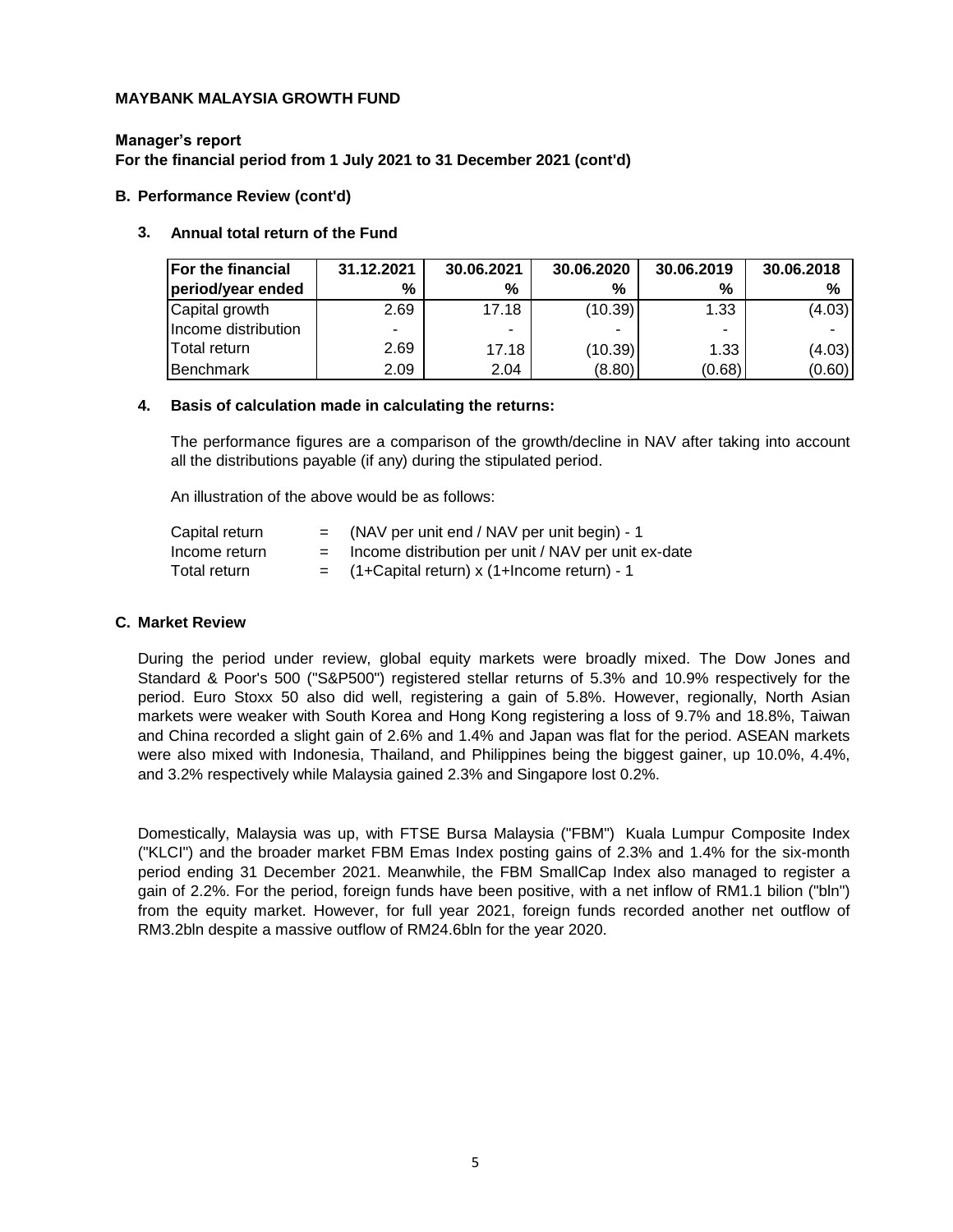**MAYBANK MALAYSIA GROWTH FUND**

**Manager's report**
**For the financial period from 1 July 2021 to 31 December 2021 (cont'd)**

**B. Performance Review (cont'd)**

**3. Annual total return of the Fund**

| For the financial period/year ended | 31.12.2021 % | 30.06.2021 % | 30.06.2020 % | 30.06.2019 % | 30.06.2018 % |
|---|---|---|---|---|---|
| Capital growth | 2.69 | 17.18 | (10.39) | 1.33 | (4.03) |
| Income distribution | - | - | - | - | - |
| Total return | 2.69 | 17.18 | (10.39) | 1.33 | (4.03) |
| Benchmark | 2.09 | 2.04 | (8.80) | (0.68) | (0.60) |

**4. Basis of calculation made in calculating the returns:**

The performance figures are a comparison of the growth/decline in NAV after taking into account all the distributions payable (if any) during the stipulated period.

An illustration of the above would be as follows:

| | | |
|---|---|---|
| Capital return | = | (NAV per unit end / NAV per unit begin) - 1 |
| Income return | = | Income distribution per unit / NAV per unit ex-date |
| Total return | = | (1+Capital return) x (1+Income return) - 1 |

**C. Market Review**

During the period under review, global equity markets were broadly mixed. The Dow Jones and Standard & Poor's 500 ("S&P500") registered stellar returns of 5.3% and 10.9% respectively for the period. Euro Stoxx 50 also did well, registering a gain of 5.8%. However, regionally, North Asian markets were weaker with South Korea and Hong Kong registering a loss of 9.7% and 18.8%, Taiwan and China recorded a slight gain of 2.6% and 1.4% and Japan was flat for the period. ASEAN markets were also mixed with Indonesia, Thailand, and Philippines being the biggest gainer, up 10.0%, 4.4%, and 3.2% respectively while Malaysia gained 2.3% and Singapore lost 0.2%.

Domestically, Malaysia was up, with FTSE Bursa Malaysia ("FBM") Kuala Lumpur Composite Index ("KLCI") and the broader market FBM Emas Index posting gains of 2.3% and 1.4% for the six-month period ending 31 December 2021. Meanwhile, the FBM SmallCap Index also managed to register a gain of 2.2%. For the period, foreign funds have been positive, with a net inflow of RM1.1 bilion ("bln") from the equity market. However, for full year 2021, foreign funds recorded another net outflow of RM3.2bln despite a massive outflow of RM24.6bln for the year 2020.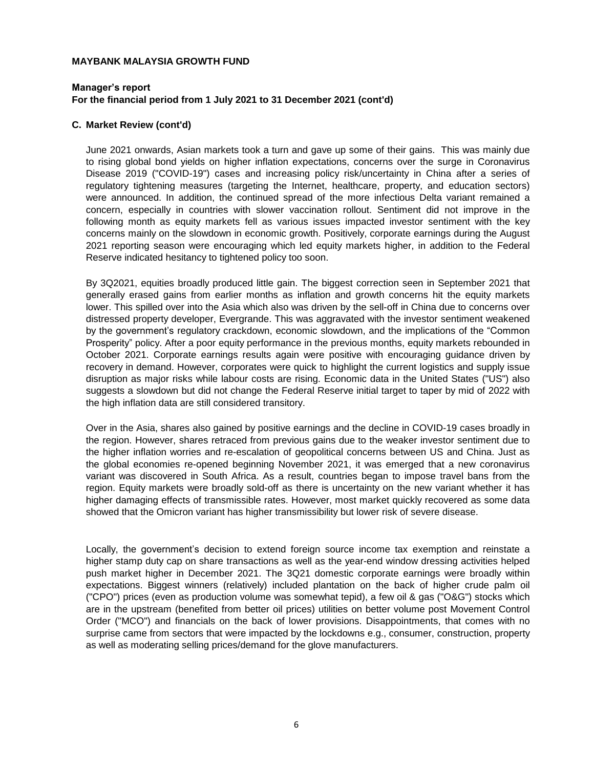**MAYBANK MALAYSIA GROWTH FUND**

**Manager's report**
**For the financial period from 1 July 2021 to 31 December 2021 (cont'd)**

**C. Market Review (cont'd)**

June 2021 onwards, Asian markets took a turn and gave up some of their gains. This was mainly due to rising global bond yields on higher inflation expectations, concerns over the surge in Coronavirus Disease 2019 ("COVID-19") cases and increasing policy risk/uncertainty in China after a series of regulatory tightening measures (targeting the Internet, healthcare, property, and education sectors) were announced. In addition, the continued spread of the more infectious Delta variant remained a concern, especially in countries with slower vaccination rollout. Sentiment did not improve in the following month as equity markets fell as various issues impacted investor sentiment with the key concerns mainly on the slowdown in economic growth. Positively, corporate earnings during the August 2021 reporting season were encouraging which led equity markets higher, in addition to the Federal Reserve indicated hesitancy to tightened policy too soon.

By 3Q2021, equities broadly produced little gain. The biggest correction seen in September 2021 that generally erased gains from earlier months as inflation and growth concerns hit the equity markets lower. This spilled over into the Asia which also was driven by the sell-off in China due to concerns over distressed property developer, Evergrande. This was aggravated with the investor sentiment weakened by the government's regulatory crackdown, economic slowdown, and the implications of the "Common Prosperity" policy. After a poor equity performance in the previous months, equity markets rebounded in October 2021. Corporate earnings results again were positive with encouraging guidance driven by recovery in demand. However, corporates were quick to highlight the current logistics and supply issue disruption as major risks while labour costs are rising. Economic data in the United States ("US") also suggests a slowdown but did not change the Federal Reserve initial target to taper by mid of 2022 with the high inflation data are still considered transitory.

Over in the Asia, shares also gained by positive earnings and the decline in COVID-19 cases broadly in the region. However, shares retraced from previous gains due to the weaker investor sentiment due to the higher inflation worries and re-escalation of geopolitical concerns between US and China. Just as the global economies re-opened beginning November 2021, it was emerged that a new coronavirus variant was discovered in South Africa. As a result, countries began to impose travel bans from the region. Equity markets were broadly sold-off as there is uncertainty on the new variant whether it has higher damaging effects of transmissible rates. However, most market quickly recovered as some data showed that the Omicron variant has higher transmissibility but lower risk of severe disease.

Locally, the government's decision to extend foreign source income tax exemption and reinstate a higher stamp duty cap on share transactions as well as the year-end window dressing activities helped push market higher in December 2021. The 3Q21 domestic corporate earnings were broadly within expectations. Biggest winners (relatively) included plantation on the back of higher crude palm oil ("CPO") prices (even as production volume was somewhat tepid), a few oil & gas ("O&G") stocks which are in the upstream (benefited from better oil prices) utilities on better volume post Movement Control Order ("MCO") and financials on the back of lower provisions. Disappointments, that comes with no surprise came from sectors that were impacted by the lockdowns e.g., consumer, construction, property as well as moderating selling prices/demand for the glove manufacturers.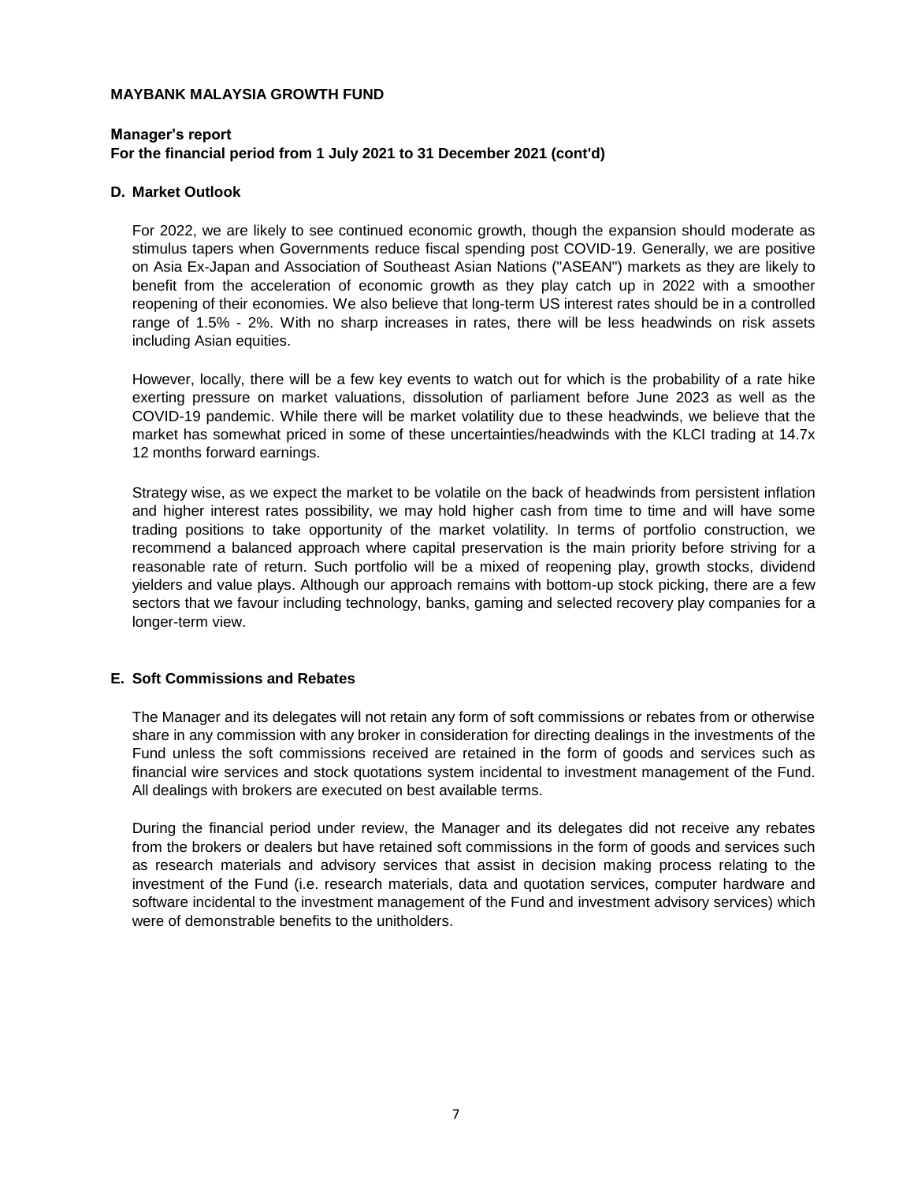**MAYBANK MALAYSIA GROWTH FUND**

**Manager's report**
**For the financial period from 1 July 2021 to 31 December 2021 (cont'd)**

## D. Market Outlook

For 2022, we are likely to see continued economic growth, though the expansion should moderate as stimulus tapers when Governments reduce fiscal spending post COVID-19. Generally, we are positive on Asia Ex-Japan and Association of Southeast Asian Nations ("ASEAN") markets as they are likely to benefit from the acceleration of economic growth as they play catch up in 2022 with a smoother reopening of their economies. We also believe that long-term US interest rates should be in a controlled range of 1.5% - 2%. With no sharp increases in rates, there will be less headwinds on risk assets including Asian equities.

However, locally, there will be a few key events to watch out for which is the probability of a rate hike exerting pressure on market valuations, dissolution of parliament before June 2023 as well as the COVID-19 pandemic. While there will be market volatility due to these headwinds, we believe that the market has somewhat priced in some of these uncertainties/headwinds with the KLCI trading at 14.7x 12 months forward earnings.

Strategy wise, as we expect the market to be volatile on the back of headwinds from persistent inflation and higher interest rates possibility, we may hold higher cash from time to time and will have some trading positions to take opportunity of the market volatility. In terms of portfolio construction, we recommend a balanced approach where capital preservation is the main priority before striving for a reasonable rate of return. Such portfolio will be a mixed of reopening play, growth stocks, dividend yielders and value plays. Although our approach remains with bottom-up stock picking, there are a few sectors that we favour including technology, banks, gaming and selected recovery play companies for a longer-term view.

## E. Soft Commissions and Rebates

The Manager and its delegates will not retain any form of soft commissions or rebates from or otherwise share in any commission with any broker in consideration for directing dealings in the investments of the Fund unless the soft commissions received are retained in the form of goods and services such as financial wire services and stock quotations system incidental to investment management of the Fund. All dealings with brokers are executed on best available terms.

During the financial period under review, the Manager and its delegates did not receive any rebates from the brokers or dealers but have retained soft commissions in the form of goods and services such as research materials and advisory services that assist in decision making process relating to the investment of the Fund (i.e. research materials, data and quotation services, computer hardware and software incidental to the investment management of the Fund and investment advisory services) which were of demonstrable benefits to the unitholders.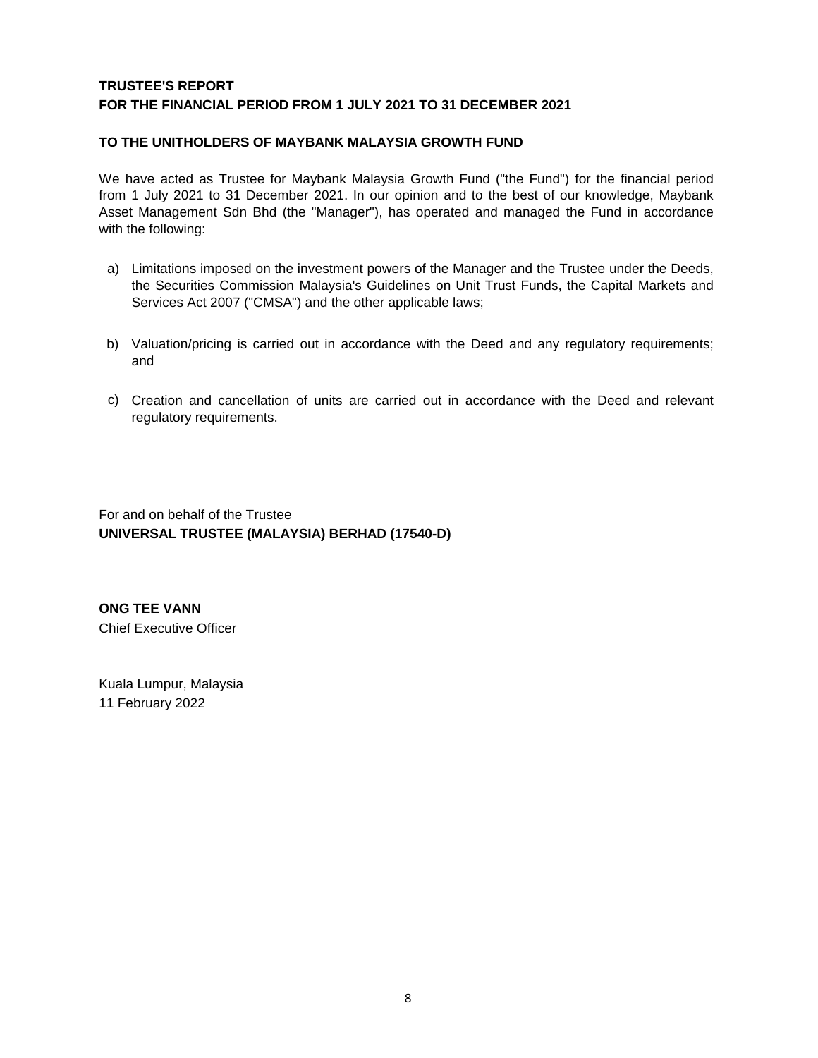## TRUSTEE'S REPORT
## FOR THE FINANCIAL PERIOD FROM 1 JULY 2021 TO 31 DECEMBER 2021

### TO THE UNITHOLDERS OF MAYBANK MALAYSIA GROWTH FUND

We have acted as Trustee for Maybank Malaysia Growth Fund ("the Fund") for the financial period from 1 July 2021 to 31 December 2021. In our opinion and to the best of our knowledge, Maybank Asset Management Sdn Bhd (the "Manager"), has operated and managed the Fund in accordance with the following:

a) Limitations imposed on the investment powers of the Manager and the Trustee under the Deeds, the Securities Commission Malaysia's Guidelines on Unit Trust Funds, the Capital Markets and Services Act 2007 ("CMSA") and the other applicable laws;

b) Valuation/pricing is carried out in accordance with the Deed and any regulatory requirements; and

c) Creation and cancellation of units are carried out in accordance with the Deed and relevant regulatory requirements.

For and on behalf of the Trustee
**UNIVERSAL TRUSTEE (MALAYSIA) BERHAD (17540-D)**

**ONG TEE VANN**
Chief Executive Officer

Kuala Lumpur, Malaysia
11 February 2022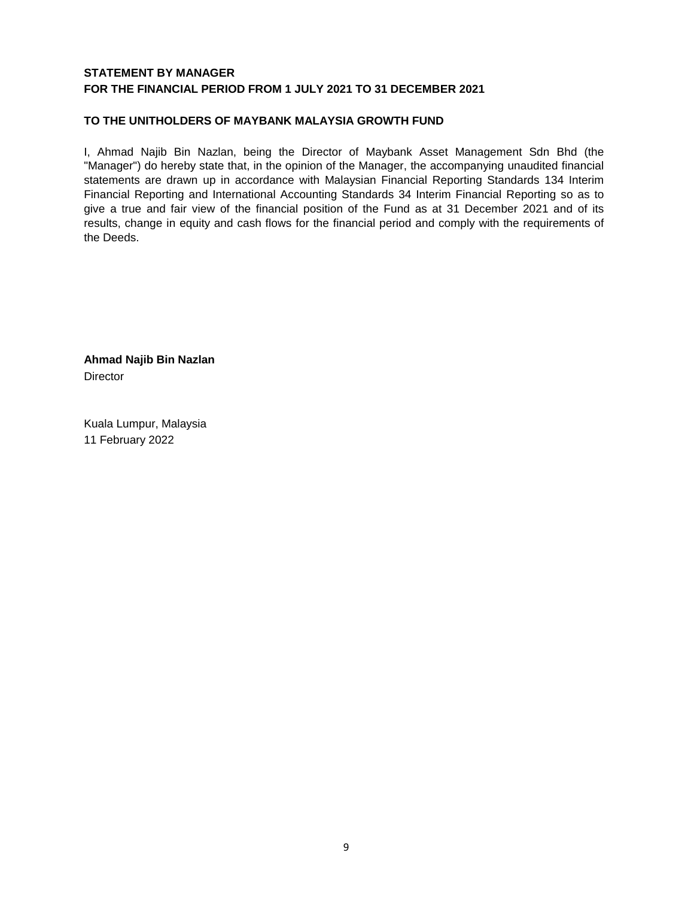## STATEMENT BY MANAGER
## FOR THE FINANCIAL PERIOD FROM 1 JULY 2021 TO 31 DECEMBER 2021

### TO THE UNITHOLDERS OF MAYBANK MALAYSIA GROWTH FUND

I, Ahmad Najib Bin Nazlan, being the Director of Maybank Asset Management Sdn Bhd (the "Manager") do hereby state that, in the opinion of the Manager, the accompanying unaudited financial statements are drawn up in accordance with Malaysian Financial Reporting Standards 134 Interim Financial Reporting and International Accounting Standards 34 Interim Financial Reporting so as to give a true and fair view of the financial position of the Fund as at 31 December 2021 and of its results, change in equity and cash flows for the financial period and comply with the requirements of the Deeds.

**Ahmad Najib Bin Nazlan**
Director

Kuala Lumpur, Malaysia
11 February 2022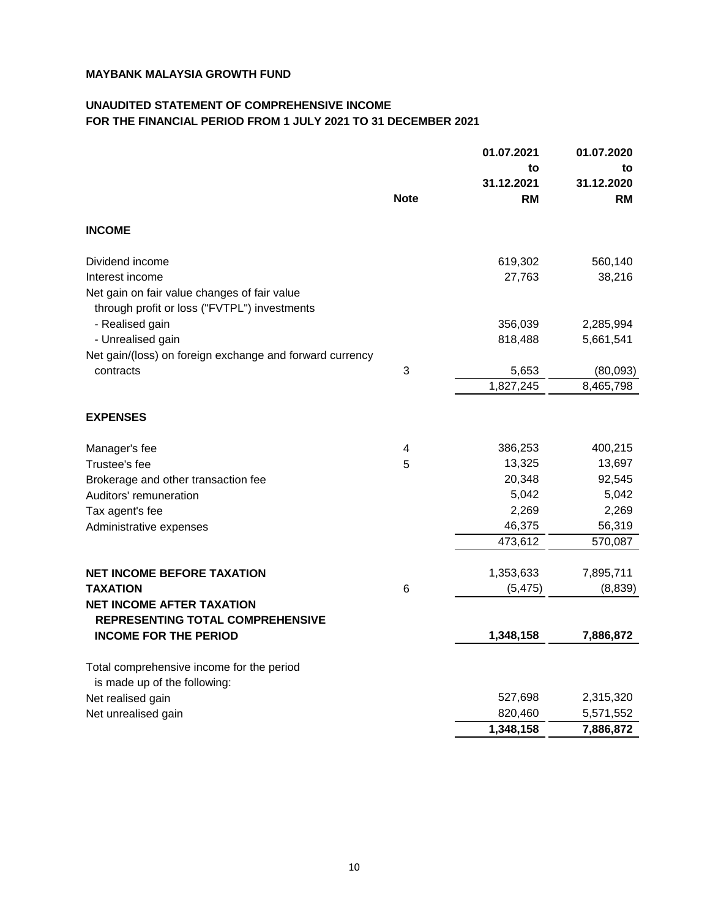**MAYBANK MALAYSIA GROWTH FUND**

**UNAUDITED STATEMENT OF COMPREHENSIVE INCOME**
**FOR THE FINANCIAL PERIOD FROM 1 JULY 2021 TO 31 DECEMBER 2021**

| | Note | 01.07.2021 to 31.12.2021 RM | 01.07.2020 to 31.12.2020 RM |
|---|---|---|---|
| **INCOME** | | | |
| Dividend income | | 619,302 | 560,140 |
| Interest income | | 27,763 | 38,216 |
| Net gain on fair value changes of fair value through profit or loss ("FVTPL") investments | | | |
| - Realised gain | | 356,039 | 2,285,994 |
| - Unrealised gain | | 818,488 | 5,661,541 |
| Net gain/(loss) on foreign exchange and forward currency contracts | 3 | 5,653 | (80,093) |
| | | 1,827,245 | 8,465,798 |
| **EXPENSES** | | | |
| Manager's fee | 4 | 386,253 | 400,215 |
| Trustee's fee | 5 | 13,325 | 13,697 |
| Brokerage and other transaction fee | | 20,348 | 92,545 |
| Auditors' remuneration | | 5,042 | 5,042 |
| Tax agent's fee | | 2,269 | 2,269 |
| Administrative expenses | | 46,375 | 56,319 |
| | | 473,612 | 570,087 |
| **NET INCOME BEFORE TAXATION** | | 1,353,633 | 7,895,711 |
| **TAXATION** | 6 | (5,475) | (8,839) |
| **NET INCOME AFTER TAXATION REPRESENTING TOTAL COMPREHENSIVE INCOME FOR THE PERIOD** | | **1,348,158** | **7,886,872** |
| Total comprehensive income for the period is made up of the following: | | | |
| Net realised gain | | 527,698 | 2,315,320 |
| Net unrealised gain | | 820,460 | 5,571,552 |
| | | **1,348,158** | **7,886,872** |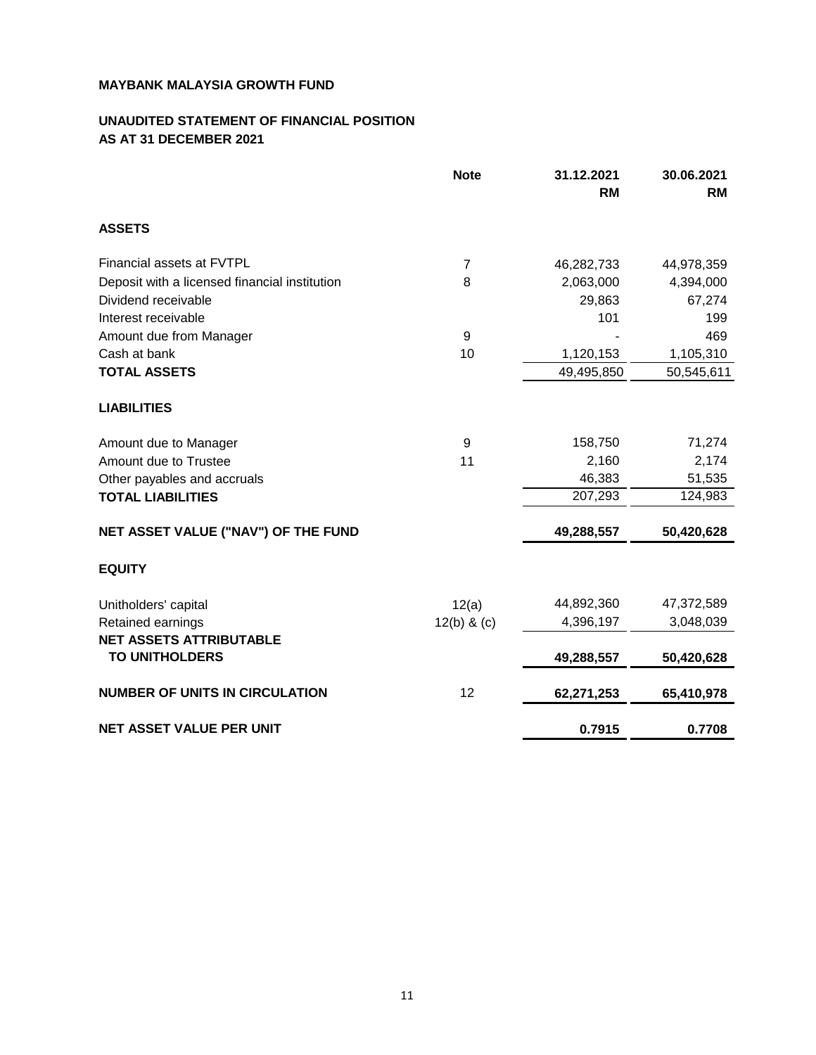**MAYBANK MALAYSIA GROWTH FUND**

**UNAUDITED STATEMENT OF FINANCIAL POSITION**
**AS AT 31 DECEMBER 2021**

| | Note | 31.12.2021 RM | 30.06.2021 RM |
|---|---|---|---|
| **ASSETS** | | | |
| Financial assets at FVTPL | 7 | 46,282,733 | 44,978,359 |
| Deposit with a licensed financial institution | 8 | 2,063,000 | 4,394,000 |
| Dividend receivable | | 29,863 | 67,274 |
| Interest receivable | | 101 | 199 |
| Amount due from Manager | 9 | - | 469 |
| Cash at bank | 10 | 1,120,153 | 1,105,310 |
| **TOTAL ASSETS** | | 49,495,850 | 50,545,611 |
| **LIABILITIES** | | | |
| Amount due to Manager | 9 | 158,750 | 71,274 |
| Amount due to Trustee | 11 | 2,160 | 2,174 |
| Other payables and accruals | | 46,383 | 51,535 |
| **TOTAL LIABILITIES** | | 207,293 | 124,983 |
| **NET ASSET VALUE ("NAV") OF THE FUND** | | **49,288,557** | **50,420,628** |
| **EQUITY** | | | |
| Unitholders' capital | 12(a) | 44,892,360 | 47,372,589 |
| Retained earnings | 12(b) & (c) | 4,396,197 | 3,048,039 |
| **NET ASSETS ATTRIBUTABLE TO UNITHOLDERS** | | **49,288,557** | **50,420,628** |
| **NUMBER OF UNITS IN CIRCULATION** | 12 | **62,271,253** | **65,410,978** |
| **NET ASSET VALUE PER UNIT** | | **0.7915** | **0.7708** |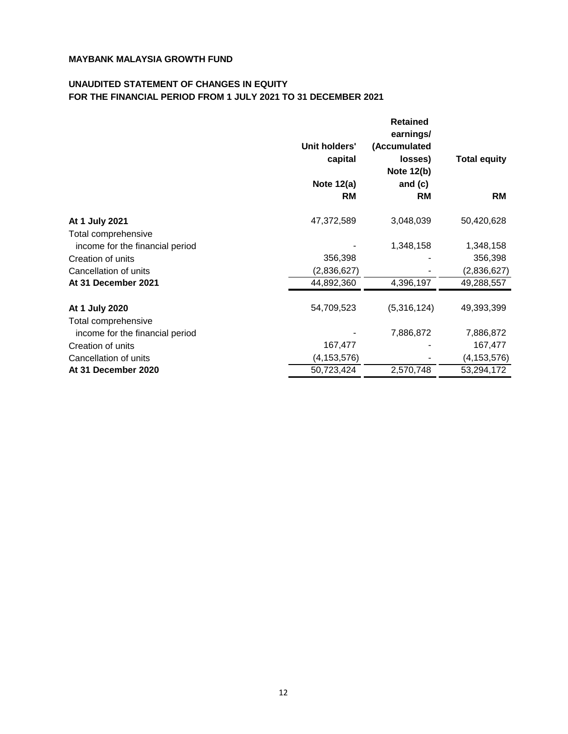**MAYBANK MALAYSIA GROWTH FUND**

**UNAUDITED STATEMENT OF CHANGES IN EQUITY**
**FOR THE FINANCIAL PERIOD FROM 1 JULY 2021 TO 31 DECEMBER 2021**

| | Unit holders' capital | Retained earnings/ (Accumulated losses) | Total equity |
|---|---|---|---|
| | Note 12(a) | Note 12(b) and (c) | |
| | RM | RM | RM |
| **At 1 July 2021** | 47,372,589 | 3,048,039 | 50,420,628 |
| Total comprehensive income for the financial period | - | 1,348,158 | 1,348,158 |
| Creation of units | 356,398 | - | 356,398 |
| Cancellation of units | (2,836,627) | - | (2,836,627) |
| **At 31 December 2021** | 44,892,360 | 4,396,197 | 49,288,557 |
| **At 1 July 2020** | 54,709,523 | (5,316,124) | 49,393,399 |
| Total comprehensive income for the financial period | - | 7,886,872 | 7,886,872 |
| Creation of units | 167,477 | - | 167,477 |
| Cancellation of units | (4,153,576) | - | (4,153,576) |
| **At 31 December 2020** | 50,723,424 | 2,570,748 | 53,294,172 |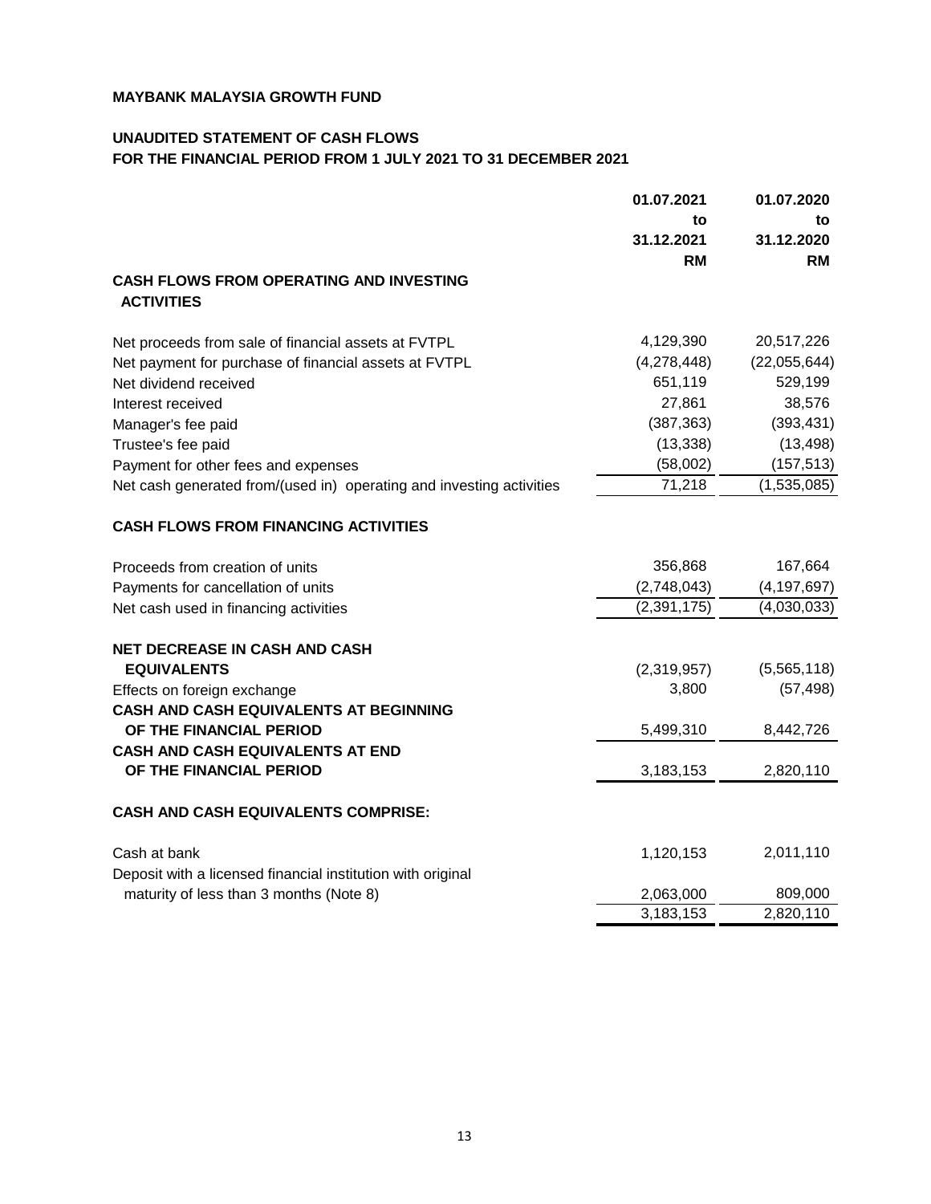**MAYBANK MALAYSIA GROWTH FUND**

**UNAUDITED STATEMENT OF CASH FLOWS**
**FOR THE FINANCIAL PERIOD FROM 1 JULY 2021 TO 31 DECEMBER 2021**

| | 01.07.2021 to 31.12.2021 RM | 01.07.2020 to 31.12.2020 RM |
|---|---|---|
| **CASH FLOWS FROM OPERATING AND INVESTING ACTIVITIES** | | |
| Net proceeds from sale of financial assets at FVTPL | 4,129,390 | 20,517,226 |
| Net payment for purchase of financial assets at FVTPL | (4,278,448) | (22,055,644) |
| Net dividend received | 651,119 | 529,199 |
| Interest received | 27,861 | 38,576 |
| Manager's fee paid | (387,363) | (393,431) |
| Trustee's fee paid | (13,338) | (13,498) |
| Payment for other fees and expenses | (58,002) | (157,513) |
| Net cash generated from/(used in) operating and investing activities | 71,218 | (1,535,085) |
| **CASH FLOWS FROM FINANCING ACTIVITIES** | | |
| Proceeds from creation of units | 356,868 | 167,664 |
| Payments for cancellation of units | (2,748,043) | (4,197,697) |
| Net cash used in financing activities | (2,391,175) | (4,030,033) |
| **NET DECREASE IN CASH AND CASH EQUIVALENTS** | (2,319,957) | (5,565,118) |
| Effects on foreign exchange | 3,800 | (57,498) |
| **CASH AND CASH EQUIVALENTS AT BEGINNING OF THE FINANCIAL PERIOD** | 5,499,310 | 8,442,726 |
| **CASH AND CASH EQUIVALENTS AT END OF THE FINANCIAL PERIOD** | 3,183,153 | 2,820,110 |
| **CASH AND CASH EQUIVALENTS COMPRISE:** | | |
| Cash at bank | 1,120,153 | 2,011,110 |
| Deposit with a licensed financial institution with original maturity of less than 3 months (Note 8) | 2,063,000 | 809,000 |
| | 3,183,153 | 2,820,110 |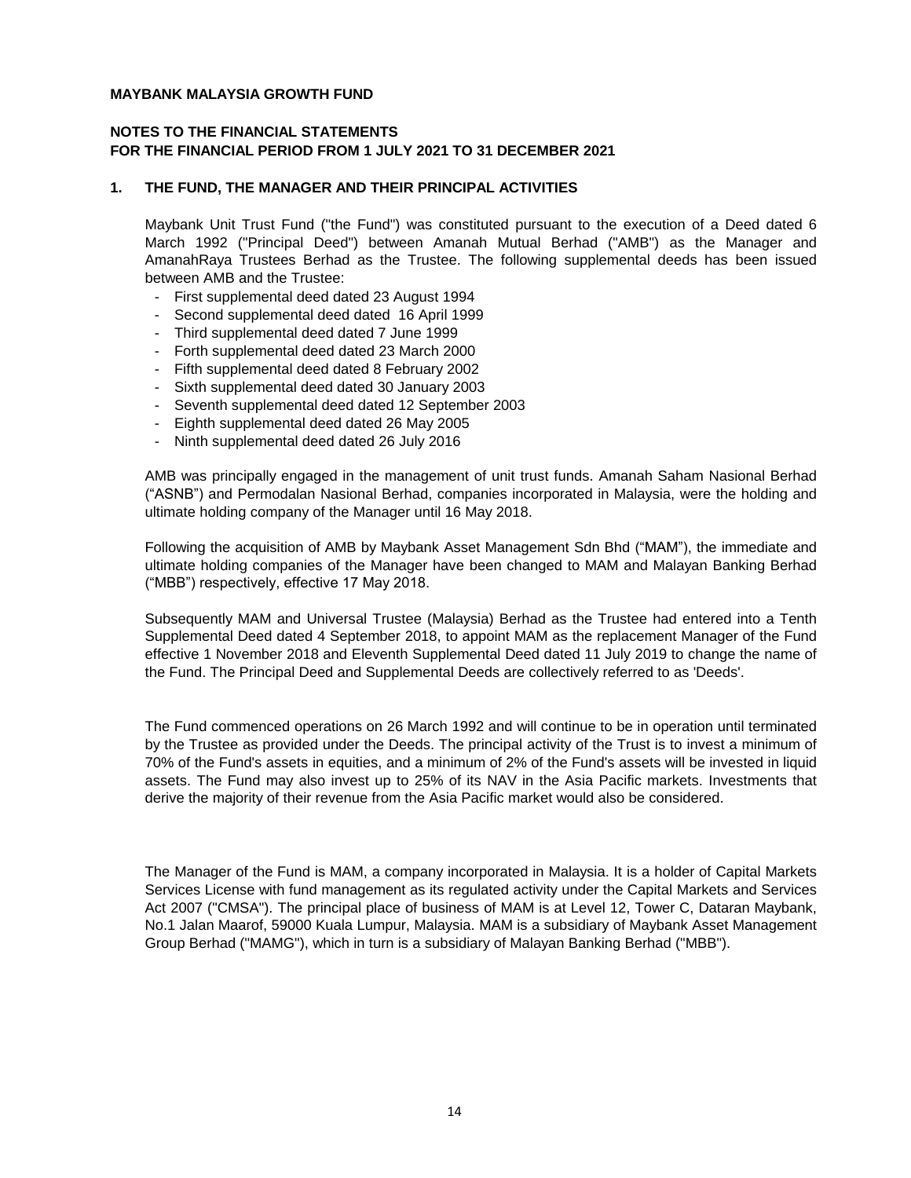**MAYBANK MALAYSIA GROWTH FUND**

**NOTES TO THE FINANCIAL STATEMENTS**
**FOR THE FINANCIAL PERIOD FROM 1 JULY 2021 TO 31 DECEMBER 2021**

## 1. THE FUND, THE MANAGER AND THEIR PRINCIPAL ACTIVITIES

Maybank Unit Trust Fund ("the Fund") was constituted pursuant to the execution of a Deed dated 6 March 1992 ("Principal Deed") between Amanah Mutual Berhad ("AMB") as the Manager and AmanahRaya Trustees Berhad as the Trustee. The following supplemental deeds has been issued between AMB and the Trustee:

- First supplemental deed dated 23 August 1994
- Second supplemental deed dated 16 April 1999
- Third supplemental deed dated 7 June 1999
- Forth supplemental deed dated 23 March 2000
- Fifth supplemental deed dated 8 February 2002
- Sixth supplemental deed dated 30 January 2003
- Seventh supplemental deed dated 12 September 2003
- Eighth supplemental deed dated 26 May 2005
- Ninth supplemental deed dated 26 July 2016

AMB was principally engaged in the management of unit trust funds. Amanah Saham Nasional Berhad ("ASNB") and Permodalan Nasional Berhad, companies incorporated in Malaysia, were the holding and ultimate holding company of the Manager until 16 May 2018.

Following the acquisition of AMB by Maybank Asset Management Sdn Bhd ("MAM"), the immediate and ultimate holding companies of the Manager have been changed to MAM and Malayan Banking Berhad ("MBB") respectively, effective 17 May 2018.

Subsequently MAM and Universal Trustee (Malaysia) Berhad as the Trustee had entered into a Tenth Supplemental Deed dated 4 September 2018, to appoint MAM as the replacement Manager of the Fund effective 1 November 2018 and Eleventh Supplemental Deed dated 11 July 2019 to change the name of the Fund. The Principal Deed and Supplemental Deeds are collectively referred to as 'Deeds'.

The Fund commenced operations on 26 March 1992 and will continue to be in operation until terminated by the Trustee as provided under the Deeds. The principal activity of the Trust is to invest a minimum of 70% of the Fund's assets in equities, and a minimum of 2% of the Fund's assets will be invested in liquid assets. The Fund may also invest up to 25% of its NAV in the Asia Pacific markets. Investments that derive the majority of their revenue from the Asia Pacific market would also be considered.

The Manager of the Fund is MAM, a company incorporated in Malaysia. It is a holder of Capital Markets Services License with fund management as its regulated activity under the Capital Markets and Services Act 2007 ("CMSA"). The principal place of business of MAM is at Level 12, Tower C, Dataran Maybank, No.1 Jalan Maarof, 59000 Kuala Lumpur, Malaysia. MAM is a subsidiary of Maybank Asset Management Group Berhad ("MAMG"), which in turn is a subsidiary of Malayan Banking Berhad ("MBB").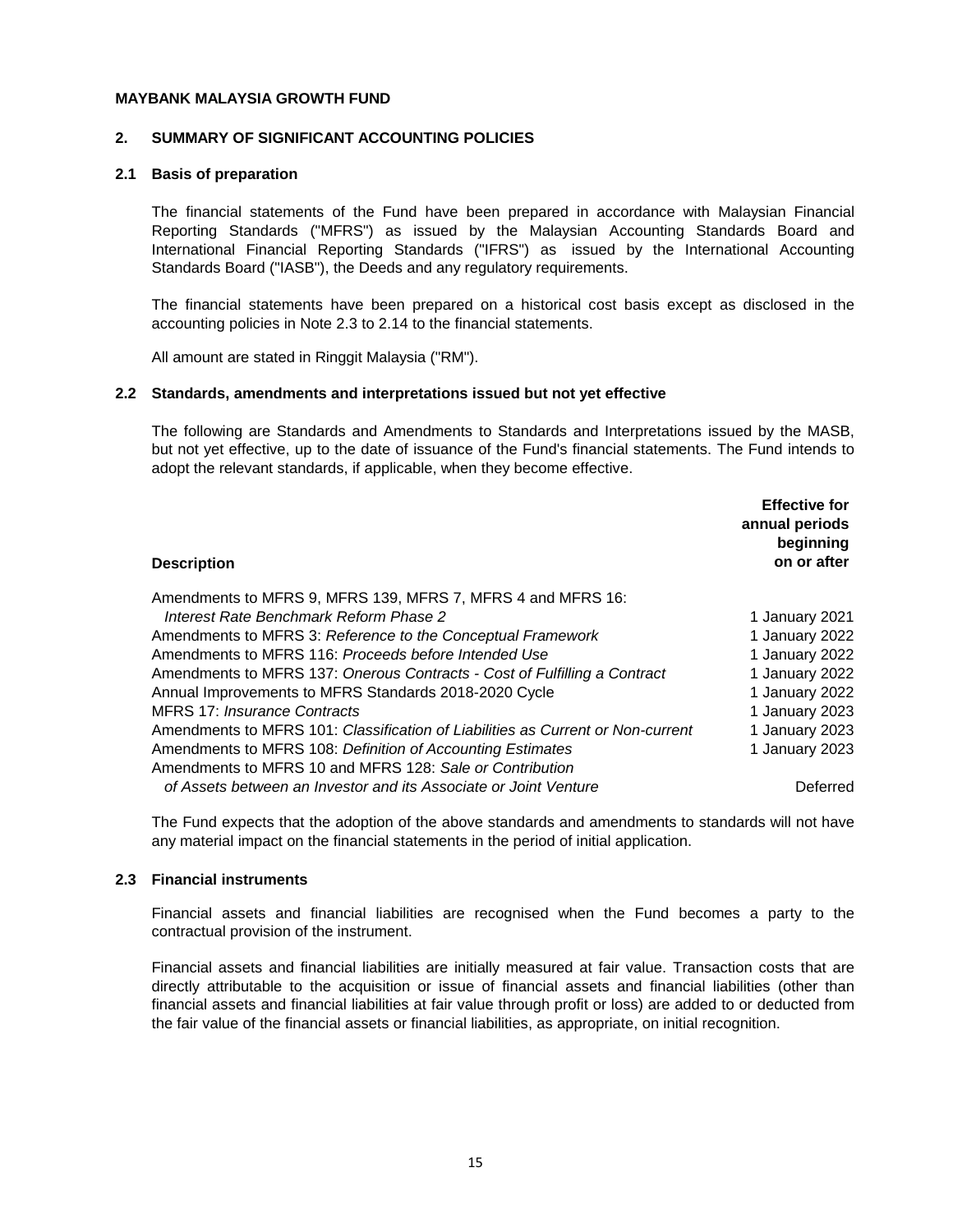**MAYBANK MALAYSIA GROWTH FUND**

## 2. SUMMARY OF SIGNIFICANT ACCOUNTING POLICIES

### 2.1 Basis of preparation

The financial statements of the Fund have been prepared in accordance with Malaysian Financial Reporting Standards ("MFRS") as issued by the Malaysian Accounting Standards Board and International Financial Reporting Standards ("IFRS") as issued by the International Accounting Standards Board ("IASB"), the Deeds and any regulatory requirements.

The financial statements have been prepared on a historical cost basis except as disclosed in the accounting policies in Note 2.3 to 2.14 to the financial statements.

All amount are stated in Ringgit Malaysia ("RM").

### 2.2 Standards, amendments and interpretations issued but not yet effective

The following are Standards and Amendments to Standards and Interpretations issued by the MASB, but not yet effective, up to the date of issuance of the Fund's financial statements. The Fund intends to adopt the relevant standards, if applicable, when they become effective.

| **Description** | **Effective for annual periods beginning on or after** |
|---|---|
| Amendments to MFRS 9, MFRS 139, MFRS 7, MFRS 4 and MFRS 16: *Interest Rate Benchmark Reform Phase 2* | 1 January 2021 |
| Amendments to MFRS 3: *Reference to the Conceptual Framework* | 1 January 2022 |
| Amendments to MFRS 116: *Proceeds before Intended Use* | 1 January 2022 |
| Amendments to MFRS 137: *Onerous Contracts - Cost of Fulfilling a Contract* | 1 January 2022 |
| Annual Improvements to MFRS Standards 2018-2020 Cycle | 1 January 2022 |
| MFRS 17: *Insurance Contracts* | 1 January 2023 |
| Amendments to MFRS 101: *Classification of Liabilities as Current or Non-current* | 1 January 2023 |
| Amendments to MFRS 108: *Definition of Accounting Estimates* | 1 January 2023 |
| Amendments to MFRS 10 and MFRS 128: *Sale or Contribution of Assets between an Investor and its Associate or Joint Venture* | Deferred |

The Fund expects that the adoption of the above standards and amendments to standards will not have any material impact on the financial statements in the period of initial application.

### 2.3 Financial instruments

Financial assets and financial liabilities are recognised when the Fund becomes a party to the contractual provision of the instrument.

Financial assets and financial liabilities are initially measured at fair value. Transaction costs that are directly attributable to the acquisition or issue of financial assets and financial liabilities (other than financial assets and financial liabilities at fair value through profit or loss) are added to or deducted from the fair value of the financial assets or financial liabilities, as appropriate, on initial recognition.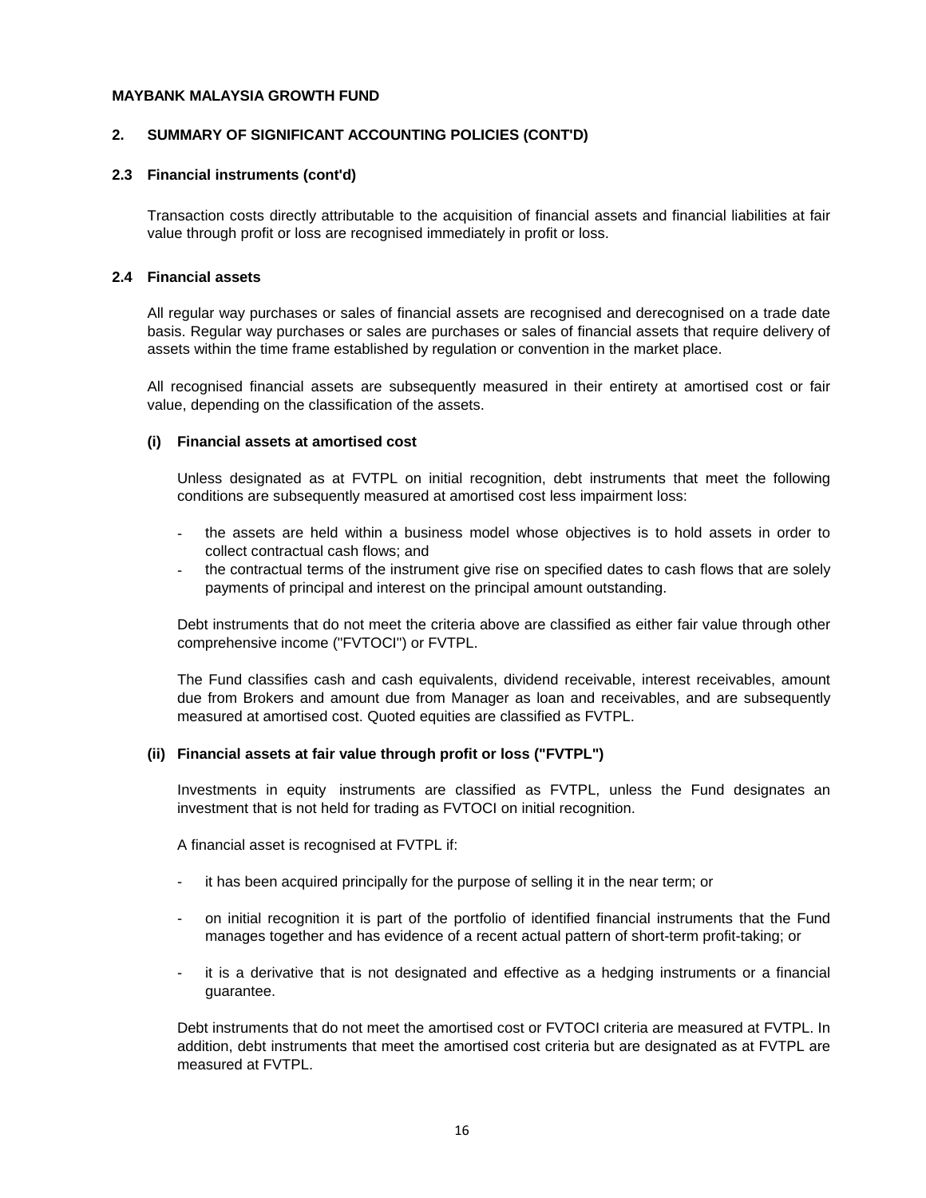**MAYBANK MALAYSIA GROWTH FUND**

## 2. SUMMARY OF SIGNIFICANT ACCOUNTING POLICIES (CONT'D)

### 2.3 Financial instruments (cont'd)

Transaction costs directly attributable to the acquisition of financial assets and financial liabilities at fair value through profit or loss are recognised immediately in profit or loss.

### 2.4 Financial assets

All regular way purchases or sales of financial assets are recognised and derecognised on a trade date basis. Regular way purchases or sales are purchases or sales of financial assets that require delivery of assets within the time frame established by regulation or convention in the market place.

All recognised financial assets are subsequently measured in their entirety at amortised cost or fair value, depending on the classification of the assets.

#### (i) Financial assets at amortised cost

Unless designated as at FVTPL on initial recognition, debt instruments that meet the following conditions are subsequently measured at amortised cost less impairment loss:

- the assets are held within a business model whose objectives is to hold assets in order to collect contractual cash flows; and
- the contractual terms of the instrument give rise on specified dates to cash flows that are solely payments of principal and interest on the principal amount outstanding.

Debt instruments that do not meet the criteria above are classified as either fair value through other comprehensive income ("FVTOCI") or FVTPL.

The Fund classifies cash and cash equivalents, dividend receivable, interest receivables, amount due from Brokers and amount due from Manager as loan and receivables, and are subsequently measured at amortised cost. Quoted equities are classified as FVTPL.

#### (ii) Financial assets at fair value through profit or loss ("FVTPL")

Investments in equity instruments are classified as FVTPL, unless the Fund designates an investment that is not held for trading as FVTOCI on initial recognition.

A financial asset is recognised at FVTPL if:

- it has been acquired principally for the purpose of selling it in the near term; or

- on initial recognition it is part of the portfolio of identified financial instruments that the Fund manages together and has evidence of a recent actual pattern of short-term profit-taking; or

- it is a derivative that is not designated and effective as a hedging instruments or a financial guarantee.

Debt instruments that do not meet the amortised cost or FVTOCI criteria are measured at FVTPL. In addition, debt instruments that meet the amortised cost criteria but are designated as at FVTPL are measured at FVTPL.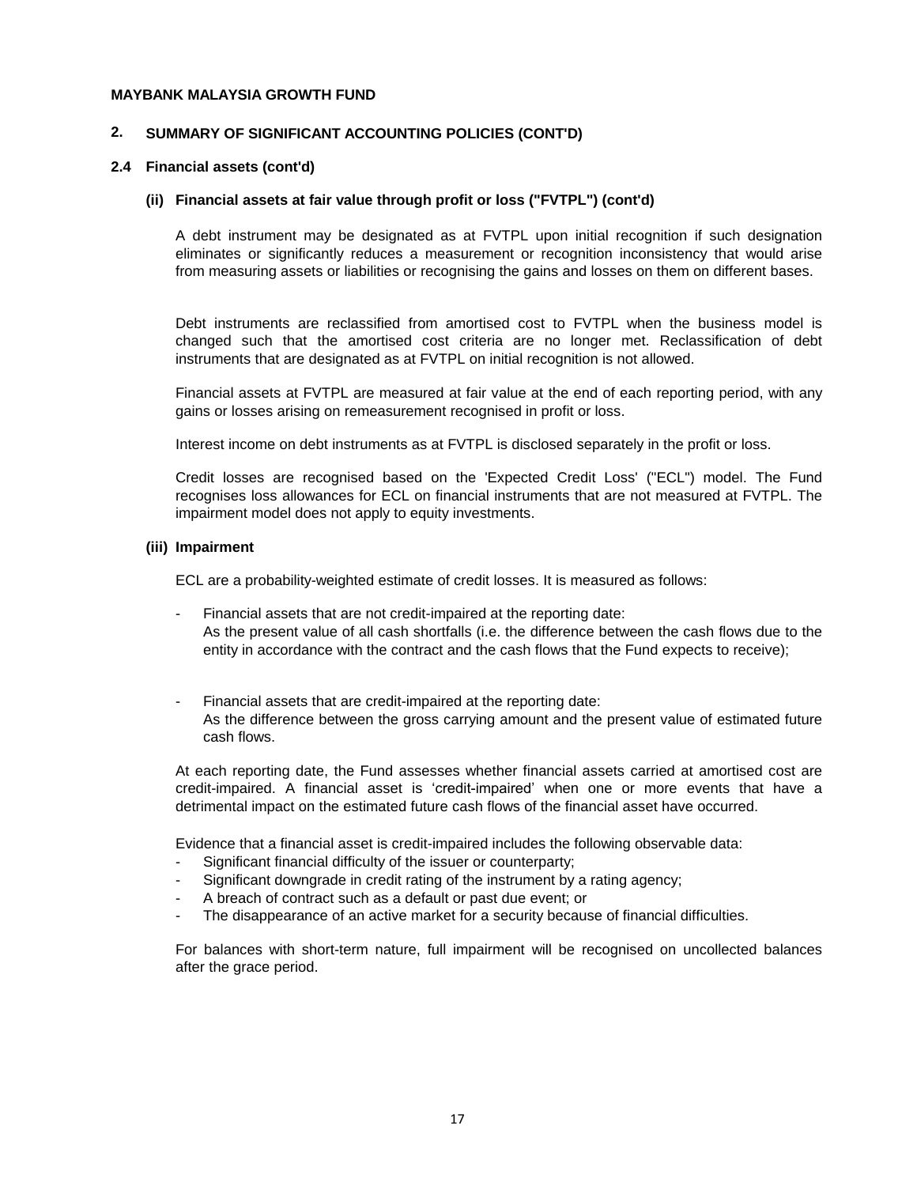**MAYBANK MALAYSIA GROWTH FUND**

## 2. SUMMARY OF SIGNIFICANT ACCOUNTING POLICIES (CONT'D)

### 2.4 Financial assets (cont'd)

#### (ii) Financial assets at fair value through profit or loss ("FVTPL") (cont'd)

A debt instrument may be designated as at FVTPL upon initial recognition if such designation eliminates or significantly reduces a measurement or recognition inconsistency that would arise from measuring assets or liabilities or recognising the gains and losses on them on different bases.

Debt instruments are reclassified from amortised cost to FVTPL when the business model is changed such that the amortised cost criteria are no longer met. Reclassification of debt instruments that are designated as at FVTPL on initial recognition is not allowed.

Financial assets at FVTPL are measured at fair value at the end of each reporting period, with any gains or losses arising on remeasurement recognised in profit or loss.

Interest income on debt instruments as at FVTPL is disclosed separately in the profit or loss.

Credit losses are recognised based on the 'Expected Credit Loss' ("ECL") model. The Fund recognises loss allowances for ECL on financial instruments that are not measured at FVTPL. The impairment model does not apply to equity investments.

#### (iii) Impairment

ECL are a probability-weighted estimate of credit losses. It is measured as follows:

- Financial assets that are not credit-impaired at the reporting date:
  As the present value of all cash shortfalls (i.e. the difference between the cash flows due to the entity in accordance with the contract and the cash flows that the Fund expects to receive);

- Financial assets that are credit-impaired at the reporting date:
  As the difference between the gross carrying amount and the present value of estimated future cash flows.

At each reporting date, the Fund assesses whether financial assets carried at amortised cost are credit-impaired. A financial asset is 'credit-impaired' when one or more events that have a detrimental impact on the estimated future cash flows of the financial asset have occurred.

Evidence that a financial asset is credit-impaired includes the following observable data:
- Significant financial difficulty of the issuer or counterparty;
- Significant downgrade in credit rating of the instrument by a rating agency;
- A breach of contract such as a default or past due event; or
- The disappearance of an active market for a security because of financial difficulties.

For balances with short-term nature, full impairment will be recognised on uncollected balances after the grace period.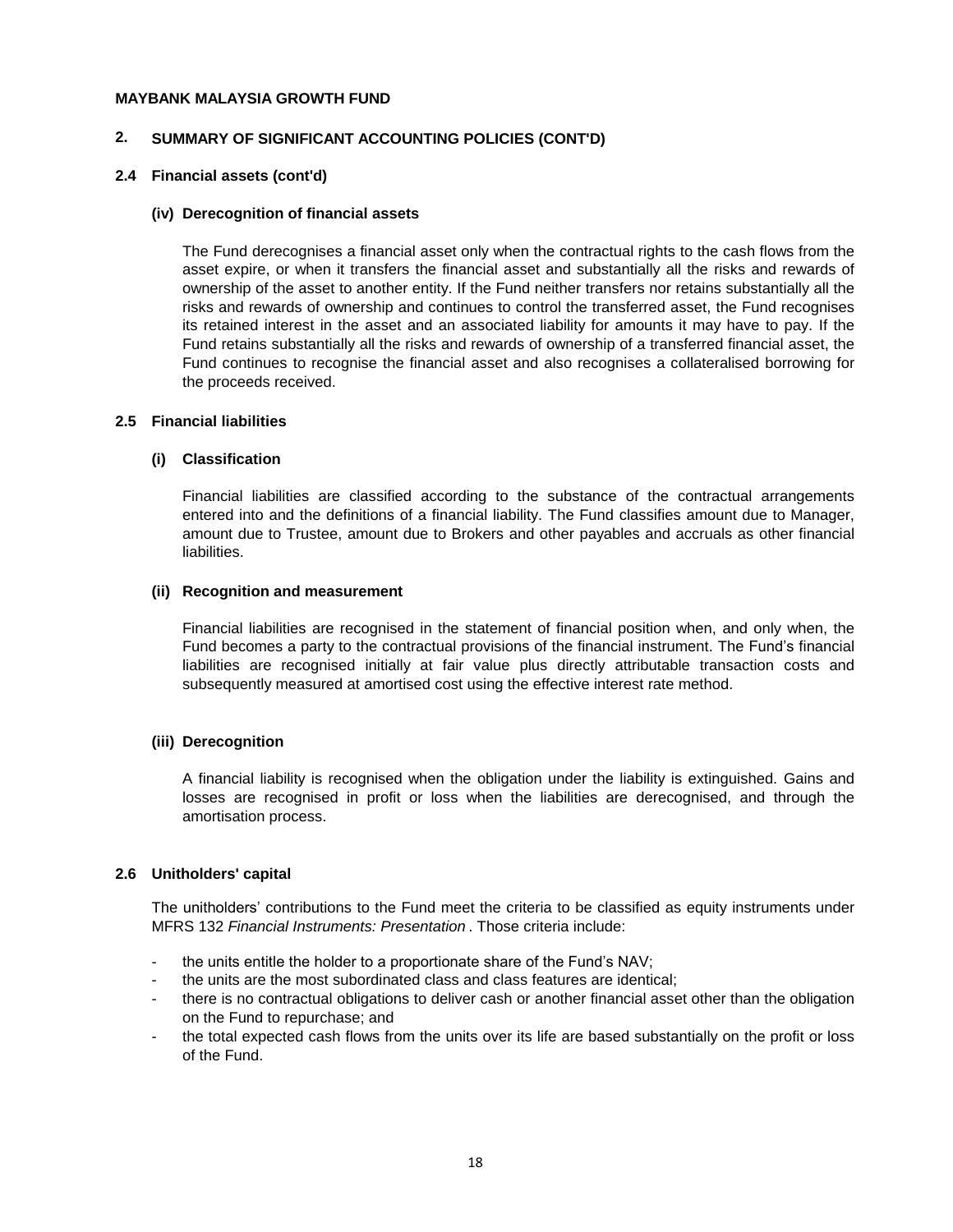**MAYBANK MALAYSIA GROWTH FUND**

## 2. SUMMARY OF SIGNIFICANT ACCOUNTING POLICIES (CONT'D)

### 2.4 Financial assets (cont'd)

#### (iv) Derecognition of financial assets

The Fund derecognises a financial asset only when the contractual rights to the cash flows from the asset expire, or when it transfers the financial asset and substantially all the risks and rewards of ownership of the asset to another entity. If the Fund neither transfers nor retains substantially all the risks and rewards of ownership and continues to control the transferred asset, the Fund recognises its retained interest in the asset and an associated liability for amounts it may have to pay. If the Fund retains substantially all the risks and rewards of ownership of a transferred financial asset, the Fund continues to recognise the financial asset and also recognises a collateralised borrowing for the proceeds received.

### 2.5 Financial liabilities

#### (i) Classification

Financial liabilities are classified according to the substance of the contractual arrangements entered into and the definitions of a financial liability. The Fund classifies amount due to Manager, amount due to Trustee, amount due to Brokers and other payables and accruals as other financial liabilities.

#### (ii) Recognition and measurement

Financial liabilities are recognised in the statement of financial position when, and only when, the Fund becomes a party to the contractual provisions of the financial instrument. The Fund's financial liabilities are recognised initially at fair value plus directly attributable transaction costs and subsequently measured at amortised cost using the effective interest rate method.

#### (iii) Derecognition

A financial liability is recognised when the obligation under the liability is extinguished. Gains and losses are recognised in profit or loss when the liabilities are derecognised, and through the amortisation process.

### 2.6 Unitholders' capital

The unitholders' contributions to the Fund meet the criteria to be classified as equity instruments under MFRS 132 *Financial Instruments: Presentation* . Those criteria include:

- the units entitle the holder to a proportionate share of the Fund's NAV;
- the units are the most subordinated class and class features are identical;
- there is no contractual obligations to deliver cash or another financial asset other than the obligation on the Fund to repurchase; and
- the total expected cash flows from the units over its life are based substantially on the profit or loss of the Fund.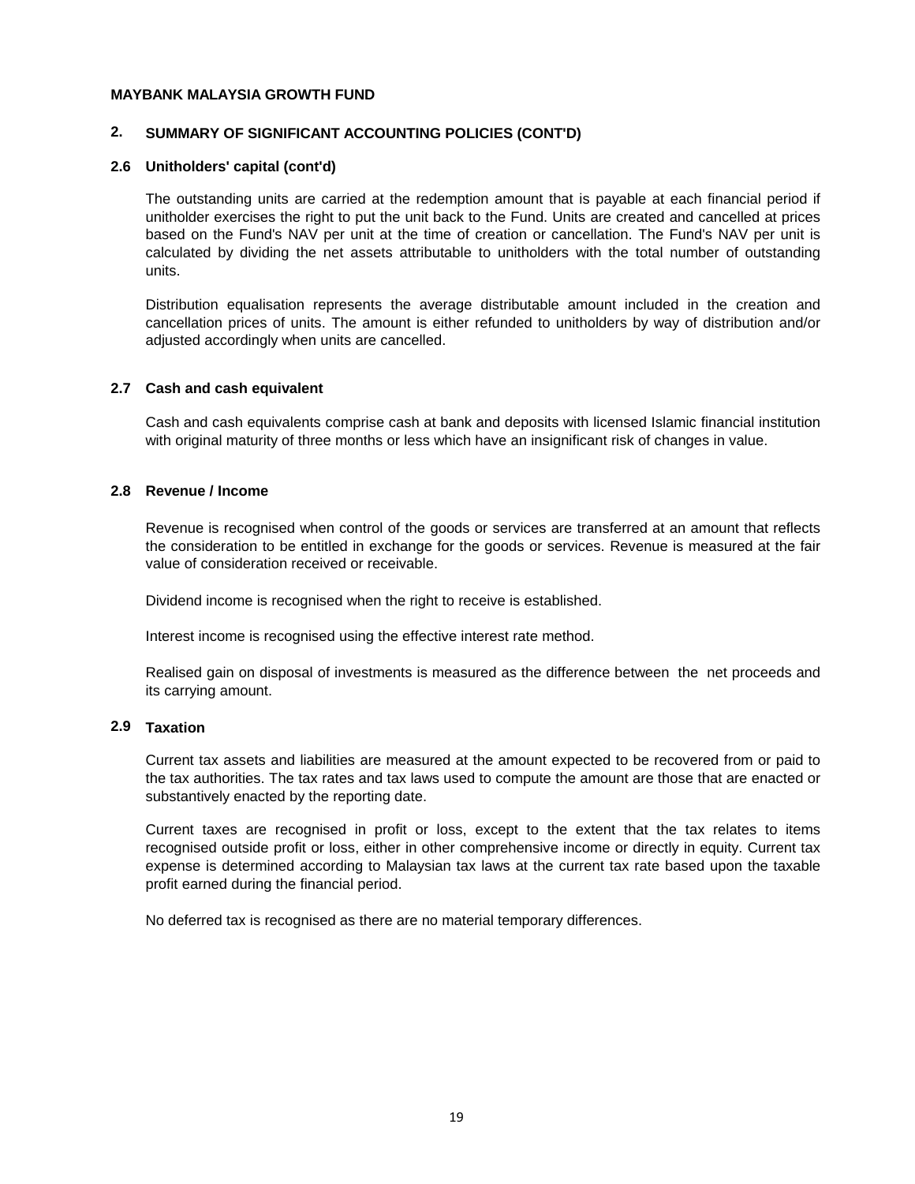**MAYBANK MALAYSIA GROWTH FUND**

## 2. SUMMARY OF SIGNIFICANT ACCOUNTING POLICIES (CONT'D)

### 2.6 Unitholders' capital (cont'd)

The outstanding units are carried at the redemption amount that is payable at each financial period if unitholder exercises the right to put the unit back to the Fund. Units are created and cancelled at prices based on the Fund's NAV per unit at the time of creation or cancellation. The Fund's NAV per unit is calculated by dividing the net assets attributable to unitholders with the total number of outstanding units.

Distribution equalisation represents the average distributable amount included in the creation and cancellation prices of units. The amount is either refunded to unitholders by way of distribution and/or adjusted accordingly when units are cancelled.

### 2.7 Cash and cash equivalent

Cash and cash equivalents comprise cash at bank and deposits with licensed Islamic financial institution with original maturity of three months or less which have an insignificant risk of changes in value.

### 2.8 Revenue / Income

Revenue is recognised when control of the goods or services are transferred at an amount that reflects the consideration to be entitled in exchange for the goods or services. Revenue is measured at the fair value of consideration received or receivable.

Dividend income is recognised when the right to receive is established.

Interest income is recognised using the effective interest rate method.

Realised gain on disposal of investments is measured as the difference between the net proceeds and its carrying amount.

### 2.9 Taxation

Current tax assets and liabilities are measured at the amount expected to be recovered from or paid to the tax authorities. The tax rates and tax laws used to compute the amount are those that are enacted or substantively enacted by the reporting date.

Current taxes are recognised in profit or loss, except to the extent that the tax relates to items recognised outside profit or loss, either in other comprehensive income or directly in equity. Current tax expense is determined according to Malaysian tax laws at the current tax rate based upon the taxable profit earned during the financial period.

No deferred tax is recognised as there are no material temporary differences.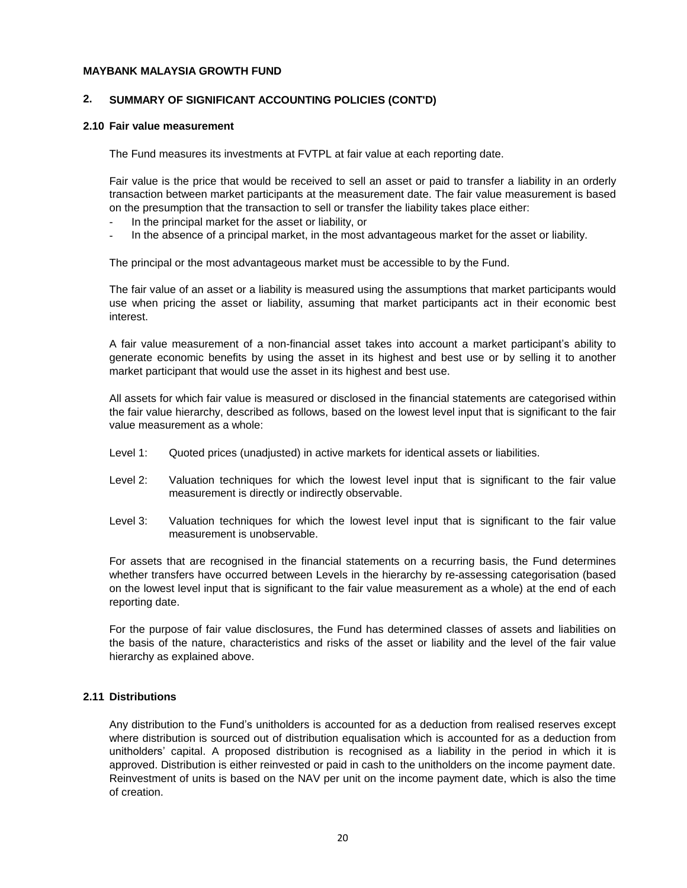**MAYBANK MALAYSIA GROWTH FUND**

## 2. SUMMARY OF SIGNIFICANT ACCOUNTING POLICIES (CONT'D)

### 2.10 Fair value measurement

The Fund measures its investments at FVTPL at fair value at each reporting date.

Fair value is the price that would be received to sell an asset or paid to transfer a liability in an orderly transaction between market participants at the measurement date. The fair value measurement is based on the presumption that the transaction to sell or transfer the liability takes place either:

- In the principal market for the asset or liability, or
- In the absence of a principal market, in the most advantageous market for the asset or liability.

The principal or the most advantageous market must be accessible to by the Fund.

The fair value of an asset or a liability is measured using the assumptions that market participants would use when pricing the asset or liability, assuming that market participants act in their economic best interest.

A fair value measurement of a non-financial asset takes into account a market participant's ability to generate economic benefits by using the asset in its highest and best use or by selling it to another market participant that would use the asset in its highest and best use.

All assets for which fair value is measured or disclosed in the financial statements are categorised within the fair value hierarchy, described as follows, based on the lowest level input that is significant to the fair value measurement as a whole:

Level 1: Quoted prices (unadjusted) in active markets for identical assets or liabilities.

Level 2: Valuation techniques for which the lowest level input that is significant to the fair value measurement is directly or indirectly observable.

Level 3: Valuation techniques for which the lowest level input that is significant to the fair value measurement is unobservable.

For assets that are recognised in the financial statements on a recurring basis, the Fund determines whether transfers have occurred between Levels in the hierarchy by re-assessing categorisation (based on the lowest level input that is significant to the fair value measurement as a whole) at the end of each reporting date.

For the purpose of fair value disclosures, the Fund has determined classes of assets and liabilities on the basis of the nature, characteristics and risks of the asset or liability and the level of the fair value hierarchy as explained above.

### 2.11 Distributions

Any distribution to the Fund's unitholders is accounted for as a deduction from realised reserves except where distribution is sourced out of distribution equalisation which is accounted for as a deduction from unitholders' capital. A proposed distribution is recognised as a liability in the period in which it is approved. Distribution is either reinvested or paid in cash to the unitholders on the income payment date. Reinvestment of units is based on the NAV per unit on the income payment date, which is also the time of creation.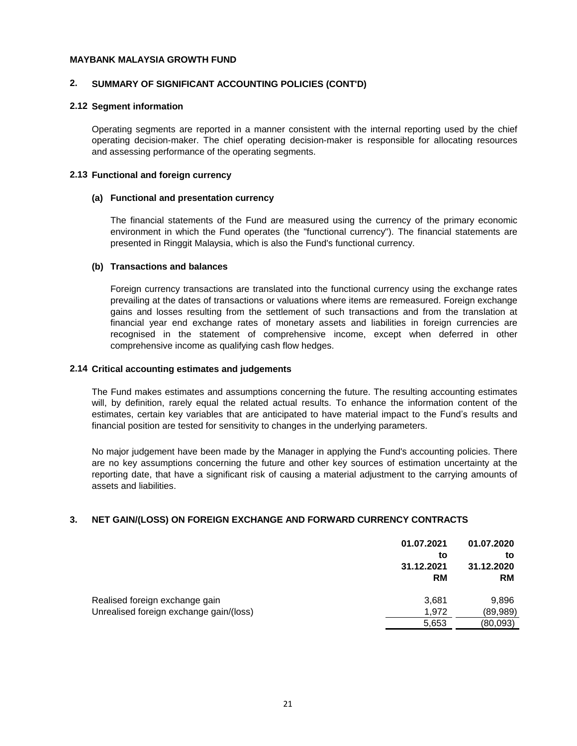**MAYBANK MALAYSIA GROWTH FUND**

## 2. SUMMARY OF SIGNIFICANT ACCOUNTING POLICIES (CONT'D)

### 2.12 Segment information

Operating segments are reported in a manner consistent with the internal reporting used by the chief operating decision-maker. The chief operating decision-maker is responsible for allocating resources and assessing performance of the operating segments.

### 2.13 Functional and foreign currency

**(a) Functional and presentation currency**

The financial statements of the Fund are measured using the currency of the primary economic environment in which the Fund operates (the "functional currency"). The financial statements are presented in Ringgit Malaysia, which is also the Fund's functional currency.

**(b) Transactions and balances**

Foreign currency transactions are translated into the functional currency using the exchange rates prevailing at the dates of transactions or valuations where items are remeasured. Foreign exchange gains and losses resulting from the settlement of such transactions and from the translation at financial year end exchange rates of monetary assets and liabilities in foreign currencies are recognised in the statement of comprehensive income, except when deferred in other comprehensive income as qualifying cash flow hedges.

### 2.14 Critical accounting estimates and judgements

The Fund makes estimates and assumptions concerning the future. The resulting accounting estimates will, by definition, rarely equal the related actual results. To enhance the information content of the estimates, certain key variables that are anticipated to have material impact to the Fund's results and financial position are tested for sensitivity to changes in the underlying parameters.

No major judgement have been made by the Manager in applying the Fund's accounting policies. There are no key assumptions concerning the future and other key sources of estimation uncertainty at the reporting date, that have a significant risk of causing a material adjustment to the carrying amounts of assets and liabilities.

## 3. NET GAIN/(LOSS) ON FOREIGN EXCHANGE AND FORWARD CURRENCY CONTRACTS

| | 01.07.2021 to 31.12.2021 RM | 01.07.2020 to 31.12.2020 RM |
|---|---|---|
| Realised foreign exchange gain | 3,681 | 9,896 |
| Unrealised foreign exchange gain/(loss) | 1,972 | (89,989) |
| | 5,653 | (80,093) |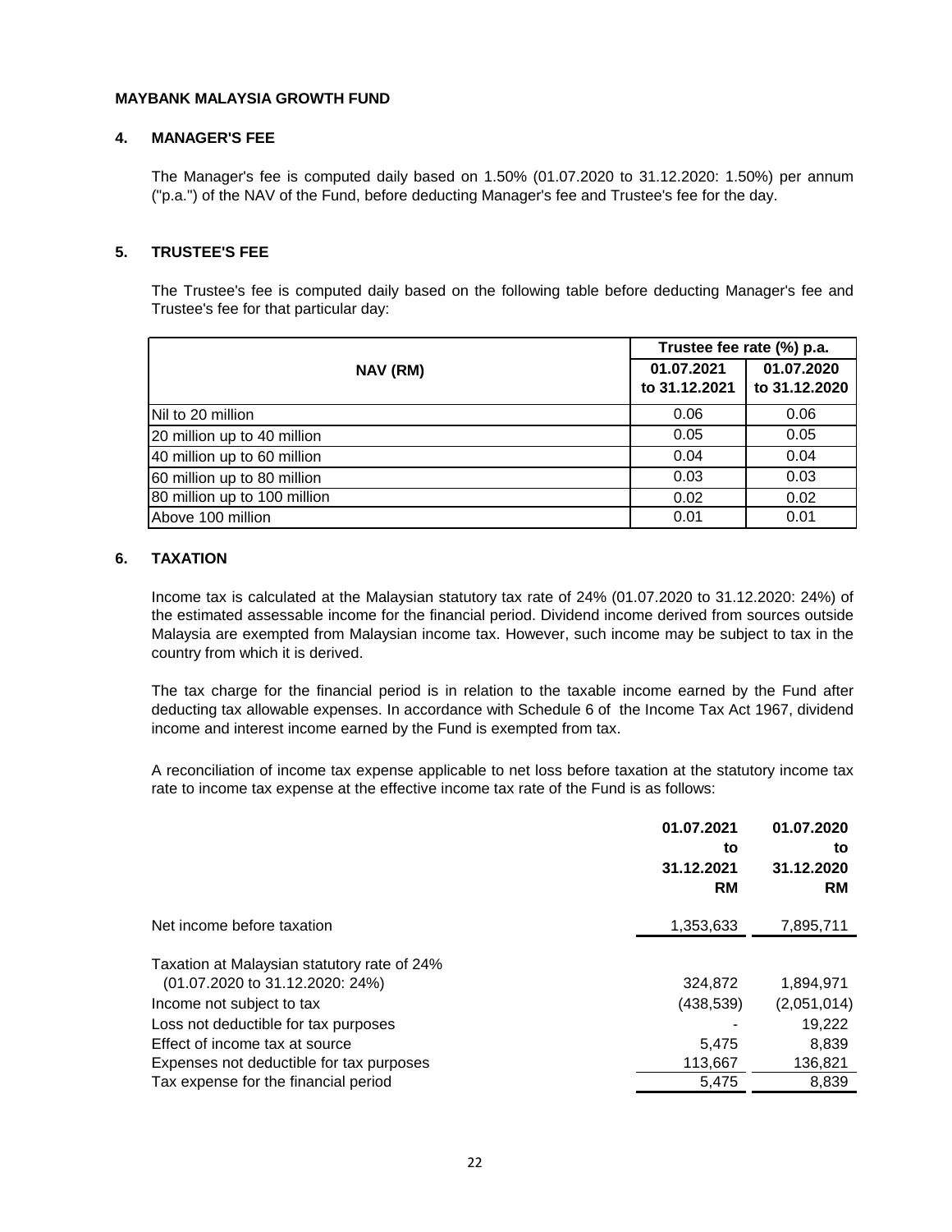**MAYBANK MALAYSIA GROWTH FUND**

## 4. MANAGER'S FEE

The Manager's fee is computed daily based on 1.50% (01.07.2020 to 31.12.2020: 1.50%) per annum ("p.a.") of the NAV of the Fund, before deducting Manager's fee and Trustee's fee for the day.

## 5. TRUSTEE'S FEE

The Trustee's fee is computed daily based on the following table before deducting Manager's fee and Trustee's fee for that particular day:

| NAV (RM) | Trustee fee rate (%) p.a. | |
|---|---|---|
| | 01.07.2021 to 31.12.2021 | 01.07.2020 to 31.12.2020 |
| Nil to 20 million | 0.06 | 0.06 |
| 20 million up to 40 million | 0.05 | 0.05 |
| 40 million up to 60 million | 0.04 | 0.04 |
| 60 million up to 80 million | 0.03 | 0.03 |
| 80 million up to 100 million | 0.02 | 0.02 |
| Above 100 million | 0.01 | 0.01 |

## 6. TAXATION

Income tax is calculated at the Malaysian statutory tax rate of 24% (01.07.2020 to 31.12.2020: 24%) of the estimated assessable income for the financial period. Dividend income derived from sources outside Malaysia are exempted from Malaysian income tax. However, such income may be subject to tax in the country from which it is derived.

The tax charge for the financial period is in relation to the taxable income earned by the Fund after deducting tax allowable expenses. In accordance with Schedule 6 of the Income Tax Act 1967, dividend income and interest income earned by the Fund is exempted from tax.

A reconciliation of income tax expense applicable to net loss before taxation at the statutory income tax rate to income tax expense at the effective income tax rate of the Fund is as follows:

| | 01.07.2021 to 31.12.2021 RM | 01.07.2020 to 31.12.2020 RM |
|---|---|---|
| Net income before taxation | 1,353,633 | 7,895,711 |
| Taxation at Malaysian statutory rate of 24% (01.07.2020 to 31.12.2020: 24%) | 324,872 | 1,894,971 |
| Income not subject to tax | (438,539) | (2,051,014) |
| Loss not deductible for tax purposes | - | 19,222 |
| Effect of income tax at source | 5,475 | 8,839 |
| Expenses not deductible for tax purposes | 113,667 | 136,821 |
| Tax expense for the financial period | 5,475 | 8,839 |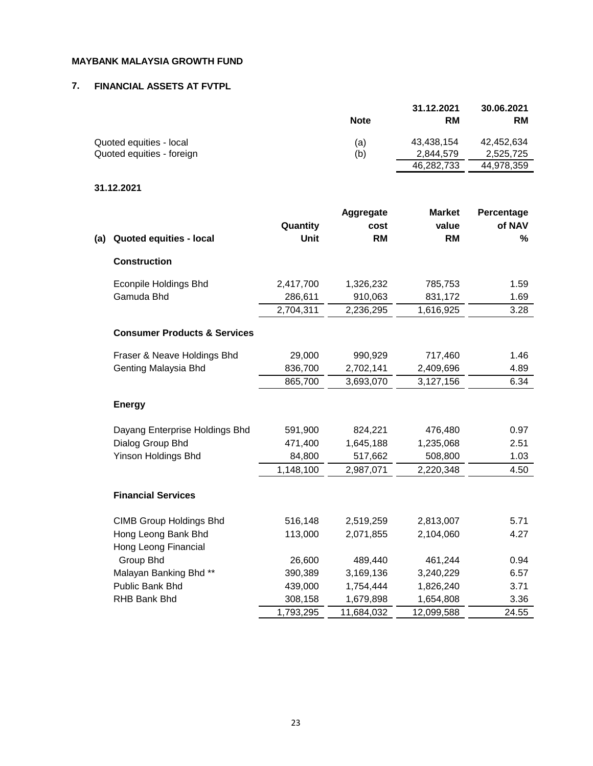**MAYBANK MALAYSIA GROWTH FUND**

## 7. FINANCIAL ASSETS AT FVTPL

| | Note | 31.12.2021 RM | 30.06.2021 RM |
|---|---|---|---|
| Quoted equities - local | (a) | 43,438,154 | 42,452,634 |
| Quoted equities - foreign | (b) | 2,844,579 | 2,525,725 |
| | | 46,282,733 | 44,978,359 |

**31.12.2021**

| (a) Quoted equities - local | Quantity Unit | Aggregate cost RM | Market value RM | Percentage of NAV % |
|---|---|---|---|---|
| **Construction** | | | | |
| Econpile Holdings Bhd | 2,417,700 | 1,326,232 | 785,753 | 1.59 |
| Gamuda Bhd | 286,611 | 910,063 | 831,172 | 1.69 |
| | 2,704,311 | 2,236,295 | 1,616,925 | 3.28 |
| **Consumer Products & Services** | | | | |
| Fraser & Neave Holdings Bhd | 29,000 | 990,929 | 717,460 | 1.46 |
| Genting Malaysia Bhd | 836,700 | 2,702,141 | 2,409,696 | 4.89 |
| | 865,700 | 3,693,070 | 3,127,156 | 6.34 |
| **Energy** | | | | |
| Dayang Enterprise Holdings Bhd | 591,900 | 824,221 | 476,480 | 0.97 |
| Dialog Group Bhd | 471,400 | 1,645,188 | 1,235,068 | 2.51 |
| Yinson Holdings Bhd | 84,800 | 517,662 | 508,800 | 1.03 |
| | 1,148,100 | 2,987,071 | 2,220,348 | 4.50 |
| **Financial Services** | | | | |
| CIMB Group Holdings Bhd | 516,148 | 2,519,259 | 2,813,007 | 5.71 |
| Hong Leong Bank Bhd | 113,000 | 2,071,855 | 2,104,060 | 4.27 |
| Hong Leong Financial Group Bhd | 26,600 | 489,440 | 461,244 | 0.94 |
| Malayan Banking Bhd ** | 390,389 | 3,169,136 | 3,240,229 | 6.57 |
| Public Bank Bhd | 439,000 | 1,754,444 | 1,826,240 | 3.71 |
| RHB Bank Bhd | 308,158 | 1,679,898 | 1,654,808 | 3.36 |
| | 1,793,295 | 11,684,032 | 12,099,588 | 24.55 |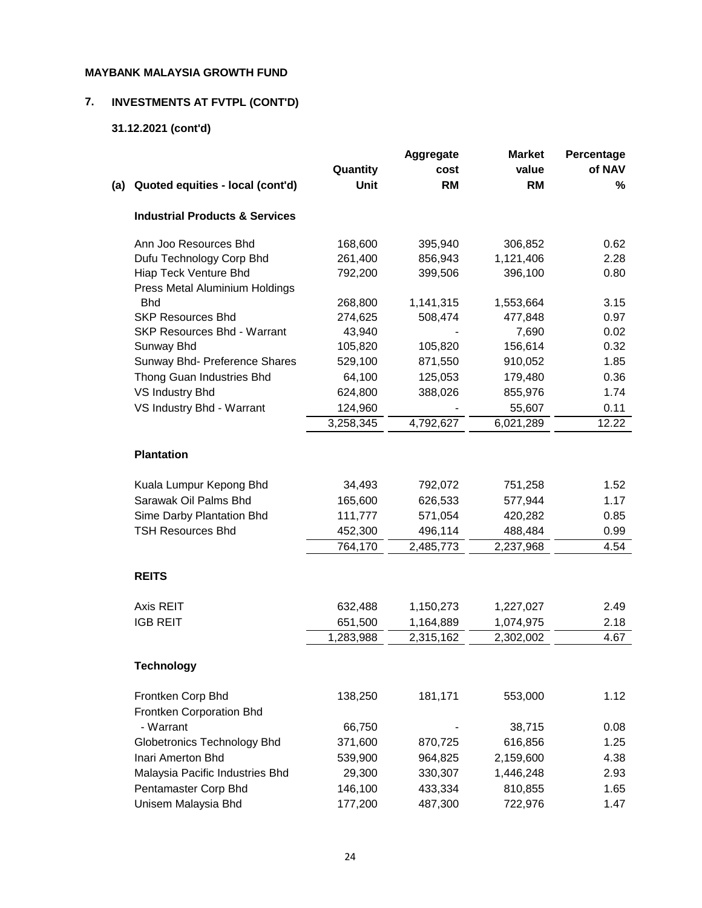**MAYBANK MALAYSIA GROWTH FUND**

## 7. INVESTMENTS AT FVTPL (CONT'D)

### 31.12.2021 (cont'd)

| (a) Quoted equities - local (cont'd) | Quantity Unit | Aggregate cost RM | Market value RM | Percentage of NAV % |
|---|---|---|---|---|
| **Industrial Products & Services** | | | | |
| Ann Joo Resources Bhd | 168,600 | 395,940 | 306,852 | 0.62 |
| Dufu Technology Corp Bhd | 261,400 | 856,943 | 1,121,406 | 2.28 |
| Hiap Teck Venture Bhd | 792,200 | 399,506 | 396,100 | 0.80 |
| Press Metal Aluminium Holdings Bhd | 268,800 | 1,141,315 | 1,553,664 | 3.15 |
| SKP Resources Bhd | 274,625 | 508,474 | 477,848 | 0.97 |
| SKP Resources Bhd - Warrant | 43,940 | - | 7,690 | 0.02 |
| Sunway Bhd | 105,820 | 105,820 | 156,614 | 0.32 |
| Sunway Bhd- Preference Shares | 529,100 | 871,550 | 910,052 | 1.85 |
| Thong Guan Industries Bhd | 64,100 | 125,053 | 179,480 | 0.36 |
| VS Industry Bhd | 624,800 | 388,026 | 855,976 | 1.74 |
| VS Industry Bhd - Warrant | 124,960 | - | 55,607 | 0.11 |
| | 3,258,345 | 4,792,627 | 6,021,289 | 12.22 |
| **Plantation** | | | | |
| Kuala Lumpur Kepong Bhd | 34,493 | 792,072 | 751,258 | 1.52 |
| Sarawak Oil Palms Bhd | 165,600 | 626,533 | 577,944 | 1.17 |
| Sime Darby Plantation Bhd | 111,777 | 571,054 | 420,282 | 0.85 |
| TSH Resources Bhd | 452,300 | 496,114 | 488,484 | 0.99 |
| | 764,170 | 2,485,773 | 2,237,968 | 4.54 |
| **REITS** | | | | |
| Axis REIT | 632,488 | 1,150,273 | 1,227,027 | 2.49 |
| IGB REIT | 651,500 | 1,164,889 | 1,074,975 | 2.18 |
| | 1,283,988 | 2,315,162 | 2,302,002 | 4.67 |
| **Technology** | | | | |
| Frontken Corp Bhd | 138,250 | 181,171 | 553,000 | 1.12 |
| Frontken Corporation Bhd - Warrant | 66,750 | - | 38,715 | 0.08 |
| Globetronics Technology Bhd | 371,600 | 870,725 | 616,856 | 1.25 |
| Inari Amerton Bhd | 539,900 | 964,825 | 2,159,600 | 4.38 |
| Malaysia Pacific Industries Bhd | 29,300 | 330,307 | 1,446,248 | 2.93 |
| Pentamaster Corp Bhd | 146,100 | 433,334 | 810,855 | 1.65 |
| Unisem Malaysia Bhd | 177,200 | 487,300 | 722,976 | 1.47 |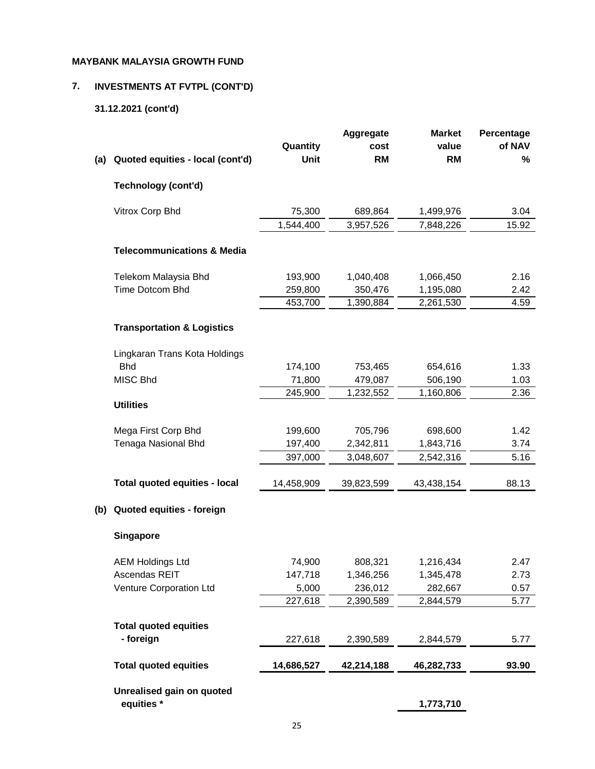**MAYBANK MALAYSIA GROWTH FUND**

**7. INVESTMENTS AT FVTPL (CONT'D)**

**31.12.2021 (cont'd)**

| | Quantity Unit | Aggregate cost RM | Market value RM | Percentage of NAV % |
|---|---|---|---|---|
| **(a) Quoted equities - local (cont'd)** | | | | |
| **Technology (cont'd)** | | | | |
| Vitrox Corp Bhd | 75,300 | 689,864 | 1,499,976 | 3.04 |
| | 1,544,400 | 3,957,526 | 7,848,226 | 15.92 |
| **Telecommunications & Media** | | | | |
| Telekom Malaysia Bhd | 193,900 | 1,040,408 | 1,066,450 | 2.16 |
| Time Dotcom Bhd | 259,800 | 350,476 | 1,195,080 | 2.42 |
| | 453,700 | 1,390,884 | 2,261,530 | 4.59 |
| **Transportation & Logistics** | | | | |
| Lingkaran Trans Kota Holdings Bhd | 174,100 | 753,465 | 654,616 | 1.33 |
| MISC Bhd | 71,800 | 479,087 | 506,190 | 1.03 |
| | 245,900 | 1,232,552 | 1,160,806 | 2.36 |
| **Utilities** | | | | |
| Mega First Corp Bhd | 199,600 | 705,796 | 698,600 | 1.42 |
| Tenaga Nasional Bhd | 197,400 | 2,342,811 | 1,843,716 | 3.74 |
| | 397,000 | 3,048,607 | 2,542,316 | 5.16 |
| **Total quoted equities - local** | 14,458,909 | 39,823,599 | 43,438,154 | 88.13 |
| **(b) Quoted equities - foreign** | | | | |
| **Singapore** | | | | |
| AEM Holdings Ltd | 74,900 | 808,321 | 1,216,434 | 2.47 |
| Ascendas REIT | 147,718 | 1,346,256 | 1,345,478 | 2.73 |
| Venture Corporation Ltd | 5,000 | 236,012 | 282,667 | 0.57 |
| | 227,618 | 2,390,589 | 2,844,579 | 5.77 |
| **Total quoted equities - foreign** | 227,618 | 2,390,589 | 2,844,579 | 5.77 |
| **Total quoted equities** | **14,686,527** | **42,214,188** | **46,282,733** | **93.90** |
| **Unrealised gain on quoted equities \*** | | | **1,773,710** | |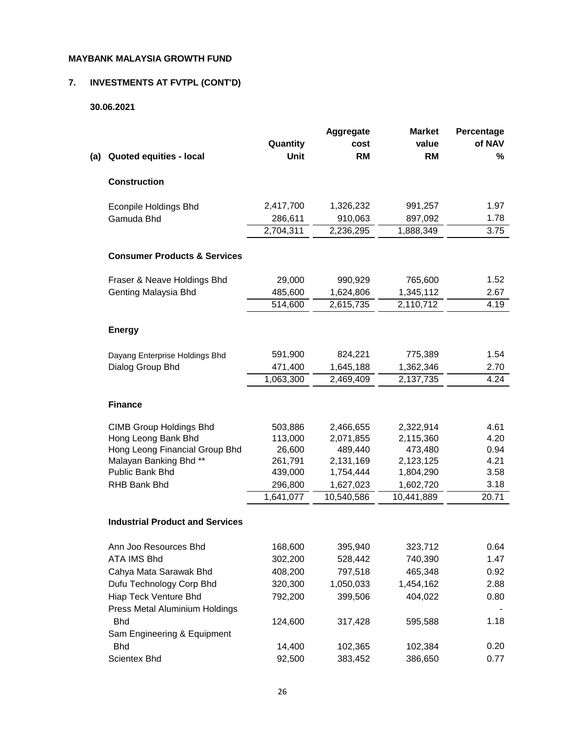**MAYBANK MALAYSIA GROWTH FUND**

## 7. INVESTMENTS AT FVTPL (CONT'D)

**30.06.2021**

| (a) Quoted equities - local | Quantity Unit | Aggregate cost RM | Market value RM | Percentage of NAV % |
|---|---|---|---|---|
| **Construction** | | | | |
| Econpile Holdings Bhd | 2,417,700 | 1,326,232 | 991,257 | 1.97 |
| Gamuda Bhd | 286,611 | 910,063 | 897,092 | 1.78 |
| | 2,704,311 | 2,236,295 | 1,888,349 | 3.75 |
| **Consumer Products & Services** | | | | |
| Fraser & Neave Holdings Bhd | 29,000 | 990,929 | 765,600 | 1.52 |
| Genting Malaysia Bhd | 485,600 | 1,624,806 | 1,345,112 | 2.67 |
| | 514,600 | 2,615,735 | 2,110,712 | 4.19 |
| **Energy** | | | | |
| Dayang Enterprise Holdings Bhd | 591,900 | 824,221 | 775,389 | 1.54 |
| Dialog Group Bhd | 471,400 | 1,645,188 | 1,362,346 | 2.70 |
| | 1,063,300 | 2,469,409 | 2,137,735 | 4.24 |
| **Finance** | | | | |
| CIMB Group Holdings Bhd | 503,886 | 2,466,655 | 2,322,914 | 4.61 |
| Hong Leong Bank Bhd | 113,000 | 2,071,855 | 2,115,360 | 4.20 |
| Hong Leong Financial Group Bhd | 26,600 | 489,440 | 473,480 | 0.94 |
| Malayan Banking Bhd ** | 261,791 | 2,131,169 | 2,123,125 | 4.21 |
| Public Bank Bhd | 439,000 | 1,754,444 | 1,804,290 | 3.58 |
| RHB Bank Bhd | 296,800 | 1,627,023 | 1,602,720 | 3.18 |
| | 1,641,077 | 10,540,586 | 10,441,889 | 20.71 |
| **Industrial Product and Services** | | | | |
| Ann Joo Resources Bhd | 168,600 | 395,940 | 323,712 | 0.64 |
| ATA IMS Bhd | 302,200 | 528,442 | 740,390 | 1.47 |
| Cahya Mata Sarawak Bhd | 408,200 | 797,518 | 465,348 | 0.92 |
| Dufu Technology Corp Bhd | 320,300 | 1,050,033 | 1,454,162 | 2.88 |
| Hiap Teck Venture Bhd | 792,200 | 399,506 | 404,022 | 0.80 |
| Press Metal Aluminium Holdings Bhd | 124,600 | 317,428 | 595,588 | 1.18 |
| Sam Engineering & Equipment Bhd | 14,400 | 102,365 | 102,384 | 0.20 |
| Scientex Bhd | 92,500 | 383,452 | 386,650 | 0.77 |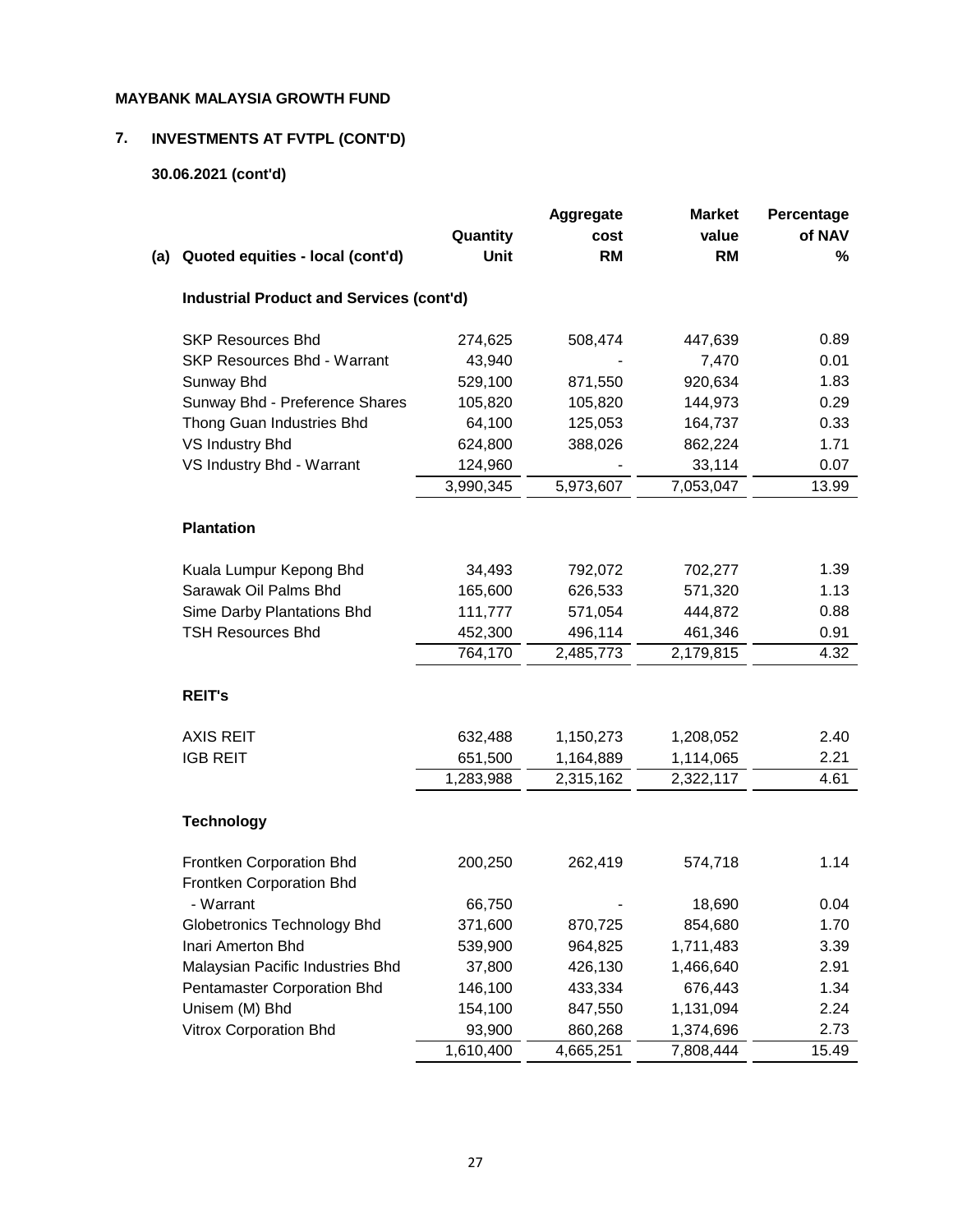**MAYBANK MALAYSIA GROWTH FUND**

## 7. INVESTMENTS AT FVTPL (CONT'D)

### 30.06.2021 (cont'd)

| (a) Quoted equities - local (cont'd) | Quantity Unit | Aggregate cost RM | Market value RM | Percentage of NAV % |
|---|---|---|---|---|
| **Industrial Product and Services (cont'd)** | | | | |
| SKP Resources Bhd | 274,625 | 508,474 | 447,639 | 0.89 |
| SKP Resources Bhd - Warrant | 43,940 | - | 7,470 | 0.01 |
| Sunway Bhd | 529,100 | 871,550 | 920,634 | 1.83 |
| Sunway Bhd - Preference Shares | 105,820 | 105,820 | 144,973 | 0.29 |
| Thong Guan Industries Bhd | 64,100 | 125,053 | 164,737 | 0.33 |
| VS Industry Bhd | 624,800 | 388,026 | 862,224 | 1.71 |
| VS Industry Bhd - Warrant | 124,960 | - | 33,114 | 0.07 |
| | 3,990,345 | 5,973,607 | 7,053,047 | 13.99 |
| **Plantation** | | | | |
| Kuala Lumpur Kepong Bhd | 34,493 | 792,072 | 702,277 | 1.39 |
| Sarawak Oil Palms Bhd | 165,600 | 626,533 | 571,320 | 1.13 |
| Sime Darby Plantations Bhd | 111,777 | 571,054 | 444,872 | 0.88 |
| TSH Resources Bhd | 452,300 | 496,114 | 461,346 | 0.91 |
| | 764,170 | 2,485,773 | 2,179,815 | 4.32 |
| **REIT's** | | | | |
| AXIS REIT | 632,488 | 1,150,273 | 1,208,052 | 2.40 |
| IGB REIT | 651,500 | 1,164,889 | 1,114,065 | 2.21 |
| | 1,283,988 | 2,315,162 | 2,322,117 | 4.61 |
| **Technology** | | | | |
| Frontken Corporation Bhd | 200,250 | 262,419 | 574,718 | 1.14 |
| Frontken Corporation Bhd - Warrant | 66,750 | - | 18,690 | 0.04 |
| Globetronics Technology Bhd | 371,600 | 870,725 | 854,680 | 1.70 |
| Inari Amerton Bhd | 539,900 | 964,825 | 1,711,483 | 3.39 |
| Malaysian Pacific Industries Bhd | 37,800 | 426,130 | 1,466,640 | 2.91 |
| Pentamaster Corporation Bhd | 146,100 | 433,334 | 676,443 | 1.34 |
| Unisem (M) Bhd | 154,100 | 847,550 | 1,131,094 | 2.24 |
| Vitrox Corporation Bhd | 93,900 | 860,268 | 1,374,696 | 2.73 |
| | 1,610,400 | 4,665,251 | 7,808,444 | 15.49 |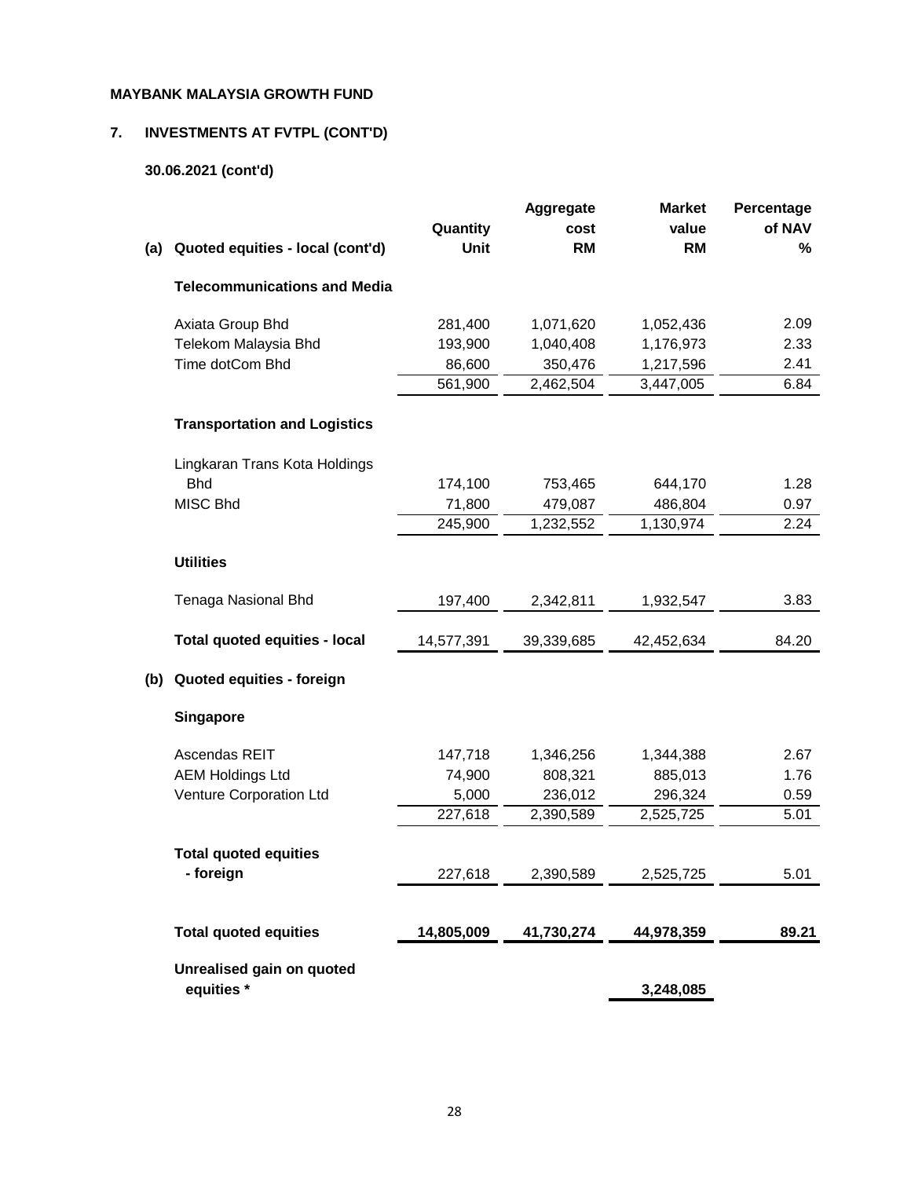**MAYBANK MALAYSIA GROWTH FUND**

## 7. INVESTMENTS AT FVTPL (CONT'D)

### 30.06.2021 (cont'd)

| (a) Quoted equities - local (cont'd) | Quantity Unit | Aggregate cost RM | Market value RM | Percentage of NAV % |
|---|---|---|---|---|
| **Telecommunications and Media** | | | | |
| Axiata Group Bhd | 281,400 | 1,071,620 | 1,052,436 | 2.09 |
| Telekom Malaysia Bhd | 193,900 | 1,040,408 | 1,176,973 | 2.33 |
| Time dotCom Bhd | 86,600 | 350,476 | 1,217,596 | 2.41 |
| | 561,900 | 2,462,504 | 3,447,005 | 6.84 |
| **Transportation and Logistics** | | | | |
| Lingkaran Trans Kota Holdings Bhd | 174,100 | 753,465 | 644,170 | 1.28 |
| MISC Bhd | 71,800 | 479,087 | 486,804 | 0.97 |
| | 245,900 | 1,232,552 | 1,130,974 | 2.24 |
| **Utilities** | | | | |
| Tenaga Nasional Bhd | 197,400 | 2,342,811 | 1,932,547 | 3.83 |
| **Total quoted equities - local** | 14,577,391 | 39,339,685 | 42,452,634 | 84.20 |
| **(b) Quoted equities - foreign** | | | | |
| **Singapore** | | | | |
| Ascendas REIT | 147,718 | 1,346,256 | 1,344,388 | 2.67 |
| AEM Holdings Ltd | 74,900 | 808,321 | 885,013 | 1.76 |
| Venture Corporation Ltd | 5,000 | 236,012 | 296,324 | 0.59 |
| | 227,618 | 2,390,589 | 2,525,725 | 5.01 |
| **Total quoted equities - foreign** | 227,618 | 2,390,589 | 2,525,725 | 5.01 |
| **Total quoted equities** | **14,805,009** | **41,730,274** | **44,978,359** | **89.21** |
| **Unrealised gain on quoted equities *** | | | **3,248,085** | |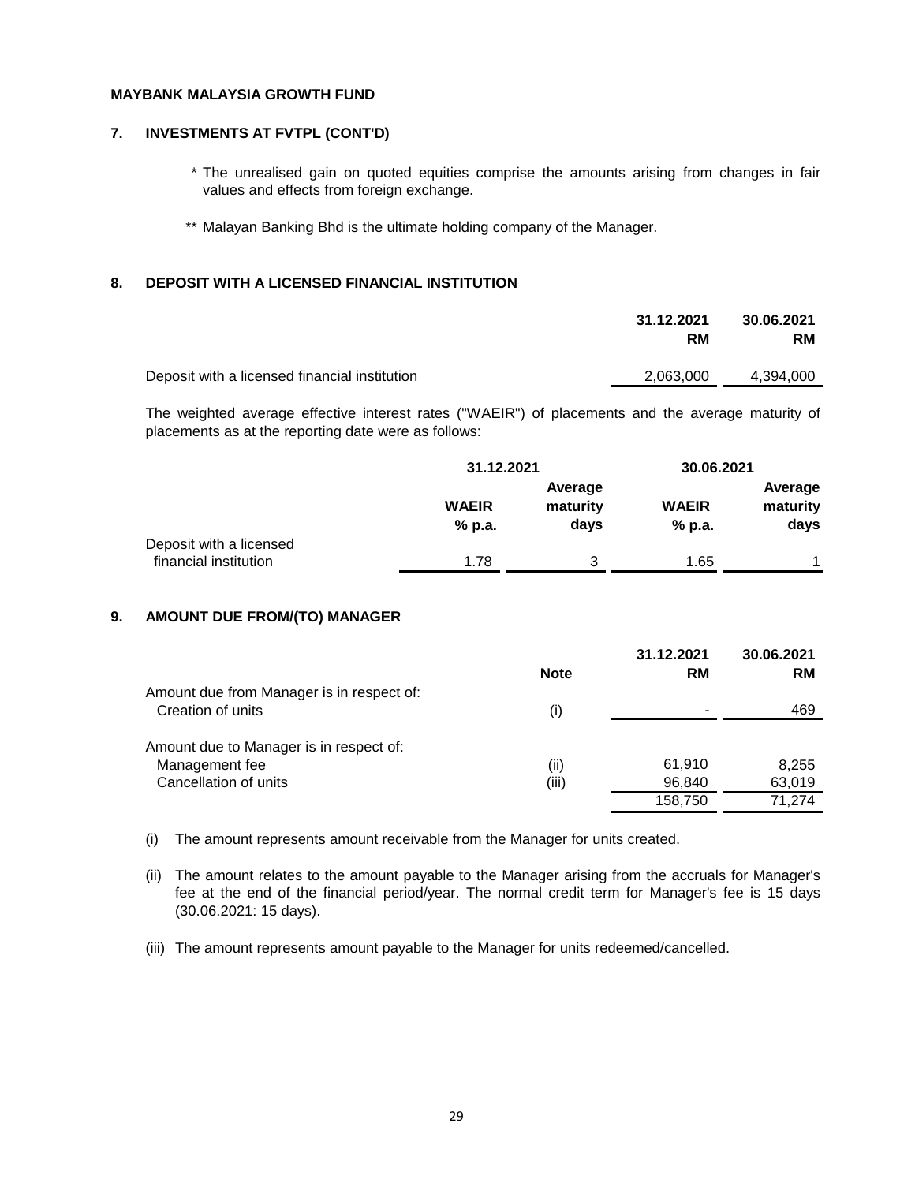**MAYBANK MALAYSIA GROWTH FUND**

## 7. INVESTMENTS AT FVTPL (CONT'D)

\* The unrealised gain on quoted equities comprise the amounts arising from changes in fair values and effects from foreign exchange.

\*\* Malayan Banking Bhd is the ultimate holding company of the Manager.

## 8. DEPOSIT WITH A LICENSED FINANCIAL INSTITUTION

| | 31.12.2021<br>RM | 30.06.2021<br>RM |
|---|---|---|
| Deposit with a licensed financial institution | 2,063,000 | 4,394,000 |

The weighted average effective interest rates ("WAEIR") of placements and the average maturity of placements as at the reporting date were as follows:

| | 31.12.2021 | | 30.06.2021 | |
|---|---|---|---|---|
| | WAEIR<br>% p.a. | Average maturity<br>days | WAEIR<br>% p.a. | Average maturity<br>days |
| Deposit with a licensed financial institution | 1.78 | 3 | 1.65 | 1 |

## 9. AMOUNT DUE FROM/(TO) MANAGER

| | Note | 31.12.2021<br>RM | 30.06.2021<br>RM |
|---|---|---|---|
| Amount due from Manager is in respect of: | | | |
| Creation of units | (i) | - | 469 |
| | | | |
| Amount due to Manager is in respect of: | | | |
| Management fee | (ii) | 61,910 | 8,255 |
| Cancellation of units | (iii) | 96,840 | 63,019 |
| | | 158,750 | 71,274 |

(i) The amount represents amount receivable from the Manager for units created.

(ii) The amount relates to the amount payable to the Manager arising from the accruals for Manager's fee at the end of the financial period/year. The normal credit term for Manager's fee is 15 days (30.06.2021: 15 days).

(iii) The amount represents amount payable to the Manager for units redeemed/cancelled.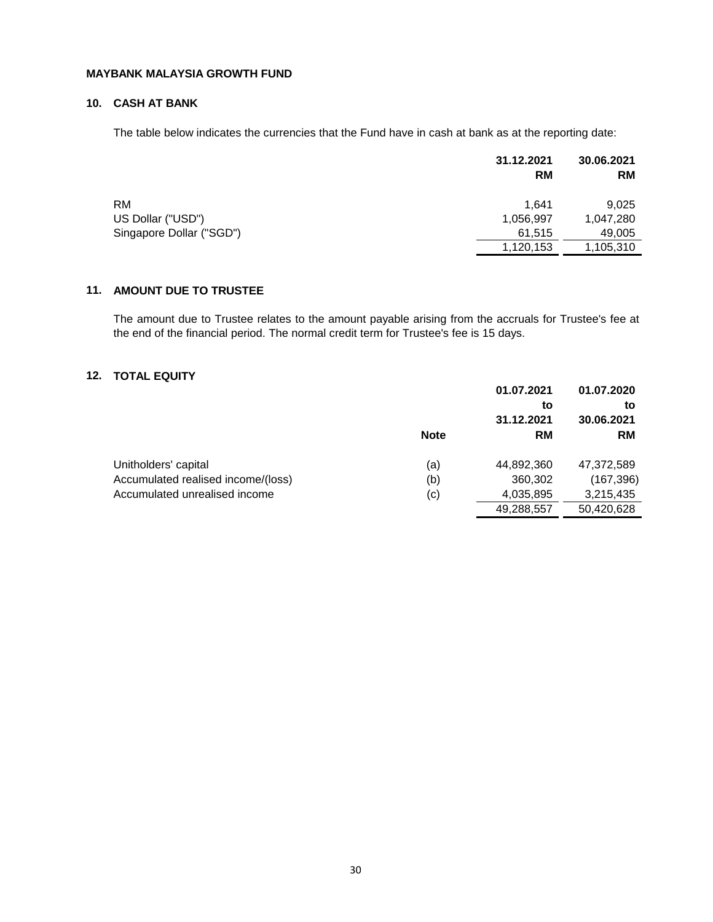**MAYBANK MALAYSIA GROWTH FUND**

## 10. CASH AT BANK

The table below indicates the currencies that the Fund have in cash at bank as at the reporting date:

| | 31.12.2021 RM | 30.06.2021 RM |
|---|---|---|
| RM | 1,641 | 9,025 |
| US Dollar ("USD") | 1,056,997 | 1,047,280 |
| Singapore Dollar ("SGD") | 61,515 | 49,005 |
| | 1,120,153 | 1,105,310 |

## 11. AMOUNT DUE TO TRUSTEE

The amount due to Trustee relates to the amount payable arising from the accruals for Trustee's fee at the end of the financial period. The normal credit term for Trustee's fee is 15 days.

## 12. TOTAL EQUITY

| | Note | 01.07.2021 to 31.12.2021 RM | 01.07.2020 to 30.06.2021 RM |
|---|---|---|---|
| Unitholders' capital | (a) | 44,892,360 | 47,372,589 |
| Accumulated realised income/(loss) | (b) | 360,302 | (167,396) |
| Accumulated unrealised income | (c) | 4,035,895 | 3,215,435 |
| | | 49,288,557 | 50,420,628 |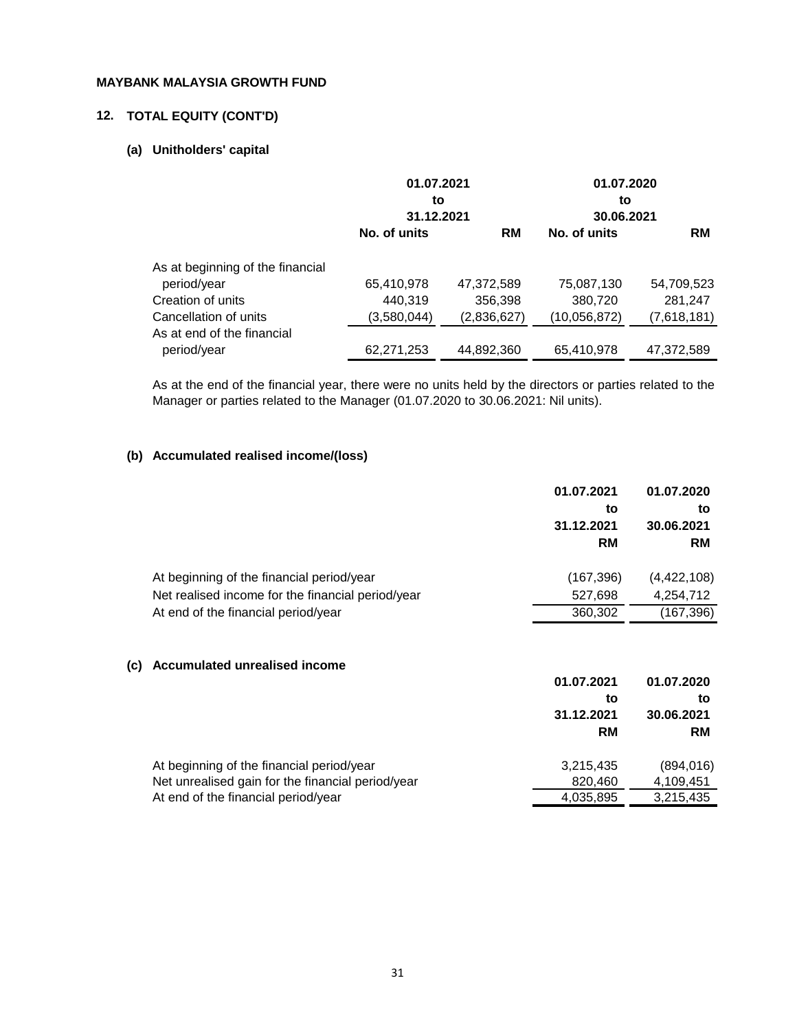**MAYBANK MALAYSIA GROWTH FUND**

## 12. TOTAL EQUITY (CONT'D)

### (a) Unitholders' capital

| | 01.07.2021 to 31.12.2021 | | 01.07.2020 to 30.06.2021 | |
|---|---|---|---|---|
| | No. of units | RM | No. of units | RM |
| As at beginning of the financial period/year | 65,410,978 | 47,372,589 | 75,087,130 | 54,709,523 |
| Creation of units | 440,319 | 356,398 | 380,720 | 281,247 |
| Cancellation of units | (3,580,044) | (2,836,627) | (10,056,872) | (7,618,181) |
| As at end of the financial period/year | 62,271,253 | 44,892,360 | 65,410,978 | 47,372,589 |

As at the end of the financial year, there were no units held by the directors or parties related to the Manager or parties related to the Manager (01.07.2020 to 30.06.2021: Nil units).

### (b) Accumulated realised income/(loss)

| | 01.07.2021 to 31.12.2021 RM | 01.07.2020 to 30.06.2021 RM |
|---|---|---|
| At beginning of the financial period/year | (167,396) | (4,422,108) |
| Net realised income for the financial period/year | 527,698 | 4,254,712 |
| At end of the financial period/year | 360,302 | (167,396) |

### (c) Accumulated unrealised income

| | 01.07.2021 to 31.12.2021 RM | 01.07.2020 to 30.06.2021 RM |
|---|---|---|
| At beginning of the financial period/year | 3,215,435 | (894,016) |
| Net unrealised gain for the financial period/year | 820,460 | 4,109,451 |
| At end of the financial period/year | 4,035,895 | 3,215,435 |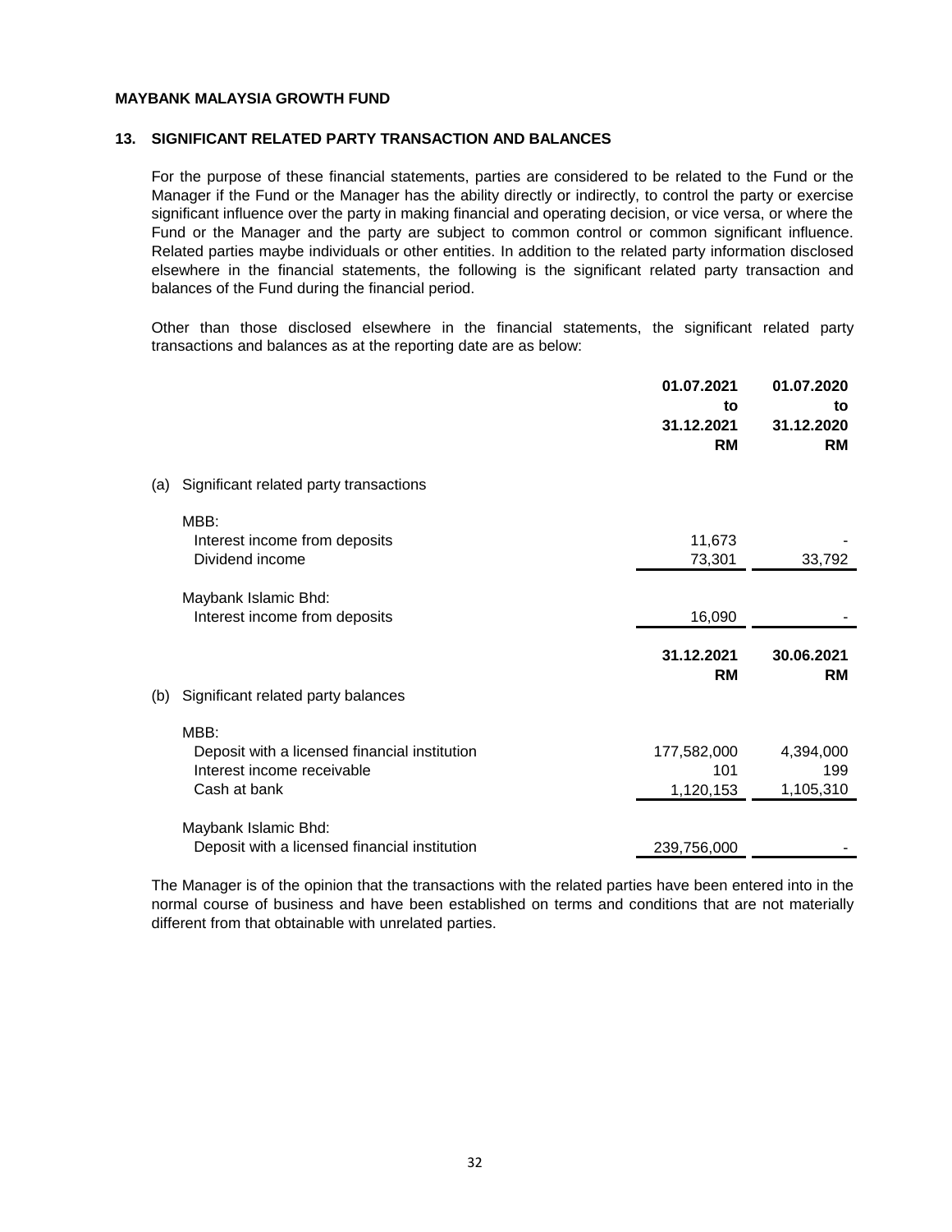**MAYBANK MALAYSIA GROWTH FUND**

## 13. SIGNIFICANT RELATED PARTY TRANSACTION AND BALANCES

For the purpose of these financial statements, parties are considered to be related to the Fund or the Manager if the Fund or the Manager has the ability directly or indirectly, to control the party or exercise significant influence over the party in making financial and operating decision, or vice versa, or where the Fund or the Manager and the party are subject to common control or common significant influence. Related parties maybe individuals or other entities. In addition to the related party information disclosed elsewhere in the financial statements, the following is the significant related party transaction and balances of the Fund during the financial period.

Other than those disclosed elsewhere in the financial statements, the significant related party transactions and balances as at the reporting date are as below:

| | 01.07.2021 to 31.12.2021 RM | 01.07.2020 to 31.12.2020 RM |
|---|---|---|
| (a) Significant related party transactions | | |
| MBB: | | |
| Interest income from deposits | 11,673 | - |
| Dividend income | 73,301 | 33,792 |
| Maybank Islamic Bhd: | | |
| Interest income from deposits | 16,090 | - |

| | 31.12.2021 RM | 30.06.2021 RM |
|---|---|---|
| (b) Significant related party balances | | |
| MBB: | | |
| Deposit with a licensed financial institution | 177,582,000 | 4,394,000 |
| Interest income receivable | 101 | 199 |
| Cash at bank | 1,120,153 | 1,105,310 |
| Maybank Islamic Bhd: | | |
| Deposit with a licensed financial institution | 239,756,000 | - |

The Manager is of the opinion that the transactions with the related parties have been entered into in the normal course of business and have been established on terms and conditions that are not materially different from that obtainable with unrelated parties.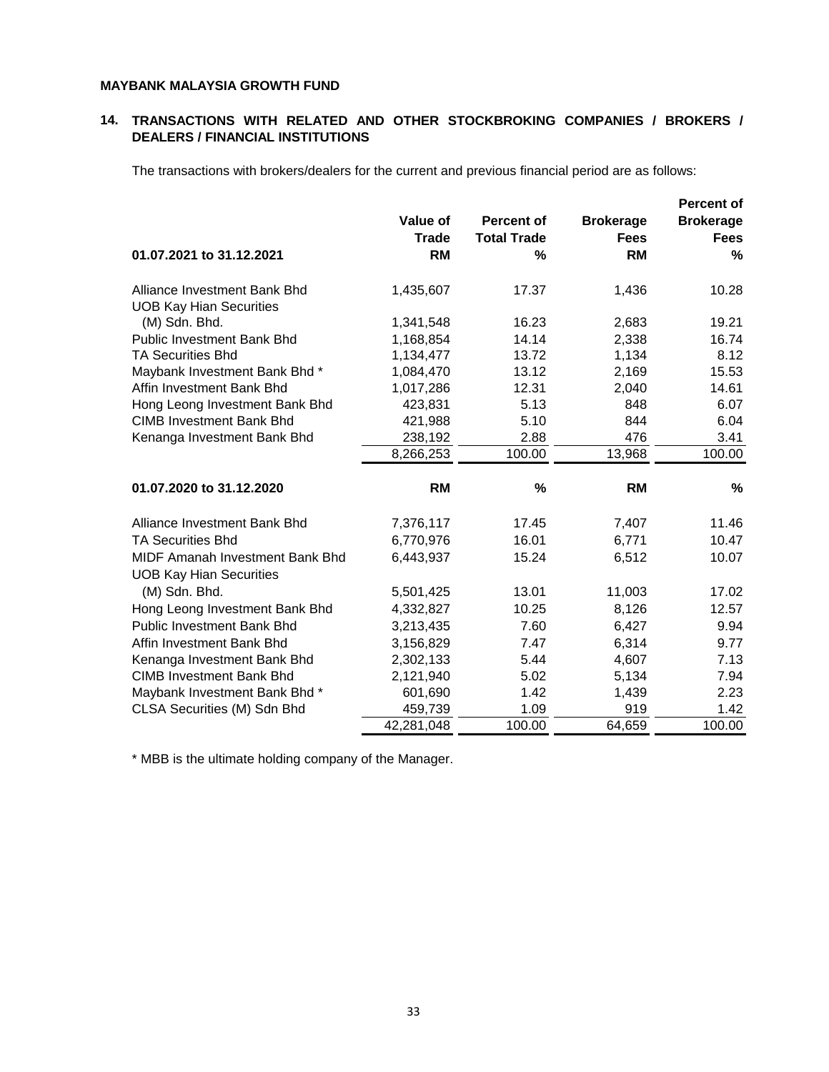**MAYBANK MALAYSIA GROWTH FUND**

## 14. TRANSACTIONS WITH RELATED AND OTHER STOCKBROKING COMPANIES / BROKERS / DEALERS / FINANCIAL INSTITUTIONS

The transactions with brokers/dealers for the current and previous financial period are as follows:

| 01.07.2021 to 31.12.2021 | Value of Trade RM | Percent of Total Trade % | Brokerage Fees RM | Percent of Brokerage Fees % |
|---|---|---|---|---|
| Alliance Investment Bank Bhd | 1,435,607 | 17.37 | 1,436 | 10.28 |
| UOB Kay Hian Securities (M) Sdn. Bhd. | 1,341,548 | 16.23 | 2,683 | 19.21 |
| Public Investment Bank Bhd | 1,168,854 | 14.14 | 2,338 | 16.74 |
| TA Securities Bhd | 1,134,477 | 13.72 | 1,134 | 8.12 |
| Maybank Investment Bank Bhd * | 1,084,470 | 13.12 | 2,169 | 15.53 |
| Affin Investment Bank Bhd | 1,017,286 | 12.31 | 2,040 | 14.61 |
| Hong Leong Investment Bank Bhd | 423,831 | 5.13 | 848 | 6.07 |
| CIMB Investment Bank Bhd | 421,988 | 5.10 | 844 | 6.04 |
| Kenanga Investment Bank Bhd | 238,192 | 2.88 | 476 | 3.41 |
| | 8,266,253 | 100.00 | 13,968 | 100.00 |

| 01.07.2020 to 31.12.2020 | RM | % | RM | % |
|---|---|---|---|---|
| Alliance Investment Bank Bhd | 7,376,117 | 17.45 | 7,407 | 11.46 |
| TA Securities Bhd | 6,770,976 | 16.01 | 6,771 | 10.47 |
| MIDF Amanah Investment Bank Bhd | 6,443,937 | 15.24 | 6,512 | 10.07 |
| UOB Kay Hian Securities (M) Sdn. Bhd. | 5,501,425 | 13.01 | 11,003 | 17.02 |
| Hong Leong Investment Bank Bhd | 4,332,827 | 10.25 | 8,126 | 12.57 |
| Public Investment Bank Bhd | 3,213,435 | 7.60 | 6,427 | 9.94 |
| Affin Investment Bank Bhd | 3,156,829 | 7.47 | 6,314 | 9.77 |
| Kenanga Investment Bank Bhd | 2,302,133 | 5.44 | 4,607 | 7.13 |
| CIMB Investment Bank Bhd | 2,121,940 | 5.02 | 5,134 | 7.94 |
| Maybank Investment Bank Bhd * | 601,690 | 1.42 | 1,439 | 2.23 |
| CLSA Securities (M) Sdn Bhd | 459,739 | 1.09 | 919 | 1.42 |
| | 42,281,048 | 100.00 | 64,659 | 100.00 |

* MBB is the ultimate holding company of the Manager.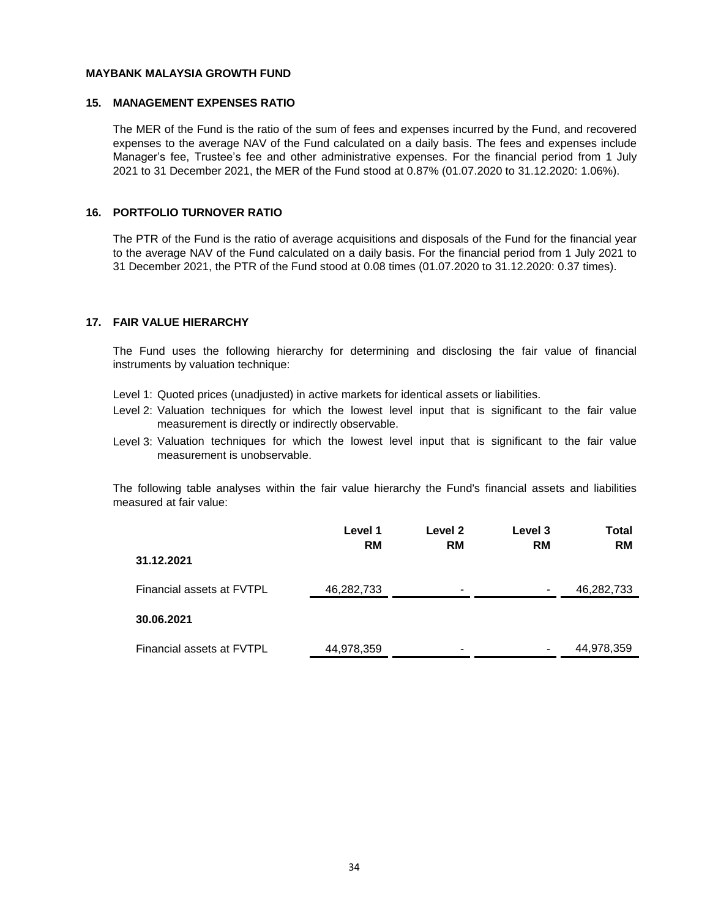**MAYBANK MALAYSIA GROWTH FUND**

## 15. MANAGEMENT EXPENSES RATIO

The MER of the Fund is the ratio of the sum of fees and expenses incurred by the Fund, and recovered expenses to the average NAV of the Fund calculated on a daily basis. The fees and expenses include Manager's fee, Trustee's fee and other administrative expenses. For the financial period from 1 July 2021 to 31 December 2021, the MER of the Fund stood at 0.87% (01.07.2020 to 31.12.2020: 1.06%).

## 16. PORTFOLIO TURNOVER RATIO

The PTR of the Fund is the ratio of average acquisitions and disposals of the Fund for the financial year to the average NAV of the Fund calculated on a daily basis. For the financial period from 1 July 2021 to 31 December 2021, the PTR of the Fund stood at 0.08 times (01.07.2020 to 31.12.2020: 0.37 times).

## 17. FAIR VALUE HIERARCHY

The Fund uses the following hierarchy for determining and disclosing the fair value of financial instruments by valuation technique:

Level 1: Quoted prices (unadjusted) in active markets for identical assets or liabilities.

Level 2: Valuation techniques for which the lowest level input that is significant to the fair value measurement is directly or indirectly observable.

Level 3: Valuation techniques for which the lowest level input that is significant to the fair value measurement is unobservable.

The following table analyses within the fair value hierarchy the Fund's financial assets and liabilities measured at fair value:

| | Level 1 RM | Level 2 RM | Level 3 RM | Total RM |
|---|---|---|---|---|
| **31.12.2021** | | | | |
| Financial assets at FVTPL | 46,282,733 | - | - | 46,282,733 |
| **30.06.2021** | | | | |
| Financial assets at FVTPL | 44,978,359 | - | - | 44,978,359 |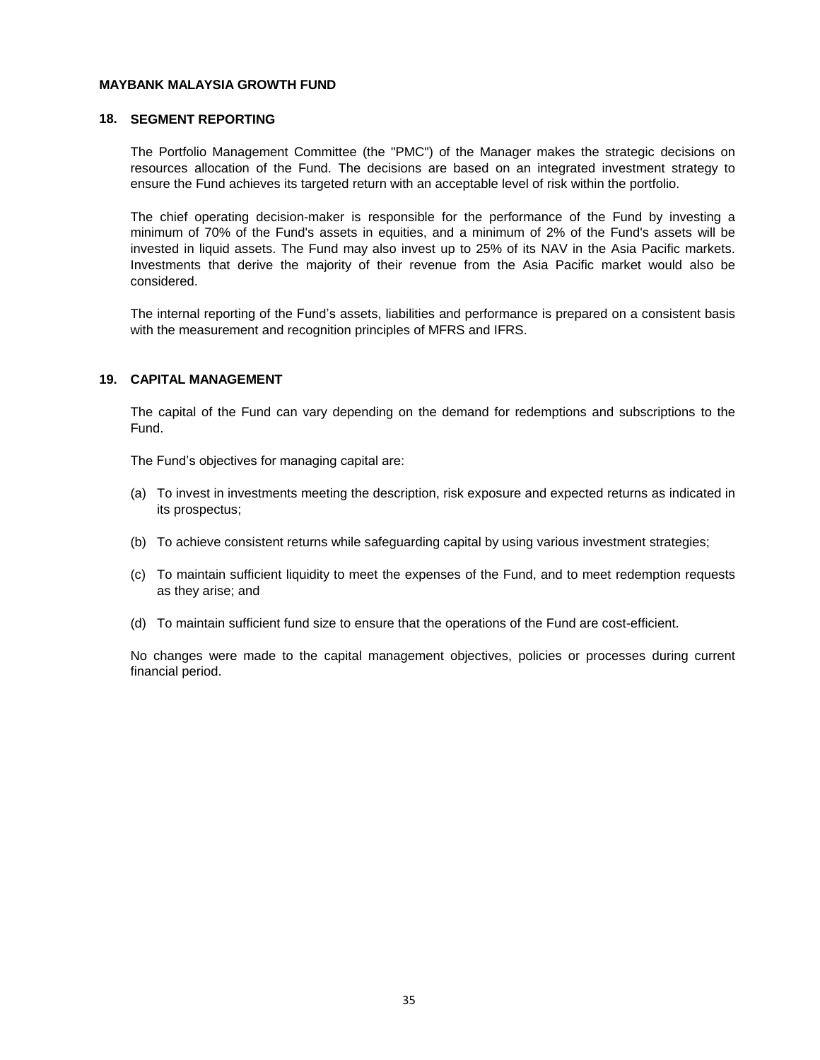MAYBANK MALAYSIA GROWTH FUND

## 18. SEGMENT REPORTING

The Portfolio Management Committee (the "PMC") of the Manager makes the strategic decisions on resources allocation of the Fund. The decisions are based on an integrated investment strategy to ensure the Fund achieves its targeted return with an acceptable level of risk within the portfolio.

The chief operating decision-maker is responsible for the performance of the Fund by investing a minimum of 70% of the Fund's assets in equities, and a minimum of 2% of the Fund's assets will be invested in liquid assets. The Fund may also invest up to 25% of its NAV in the Asia Pacific markets. Investments that derive the majority of their revenue from the Asia Pacific market would also be considered.

The internal reporting of the Fund’s assets, liabilities and performance is prepared on a consistent basis with the measurement and recognition principles of MFRS and IFRS.

## 19. CAPITAL MANAGEMENT

The capital of the Fund can vary depending on the demand for redemptions and subscriptions to the Fund.

The Fund’s objectives for managing capital are:

(a) To invest in investments meeting the description, risk exposure and expected returns as indicated in its prospectus;

(b) To achieve consistent returns while safeguarding capital by using various investment strategies;

(c) To maintain sufficient liquidity to meet the expenses of the Fund, and to meet redemption requests as they arise; and

(d) To maintain sufficient fund size to ensure that the operations of the Fund are cost-efficient.

No changes were made to the capital management objectives, policies or processes during current financial period.